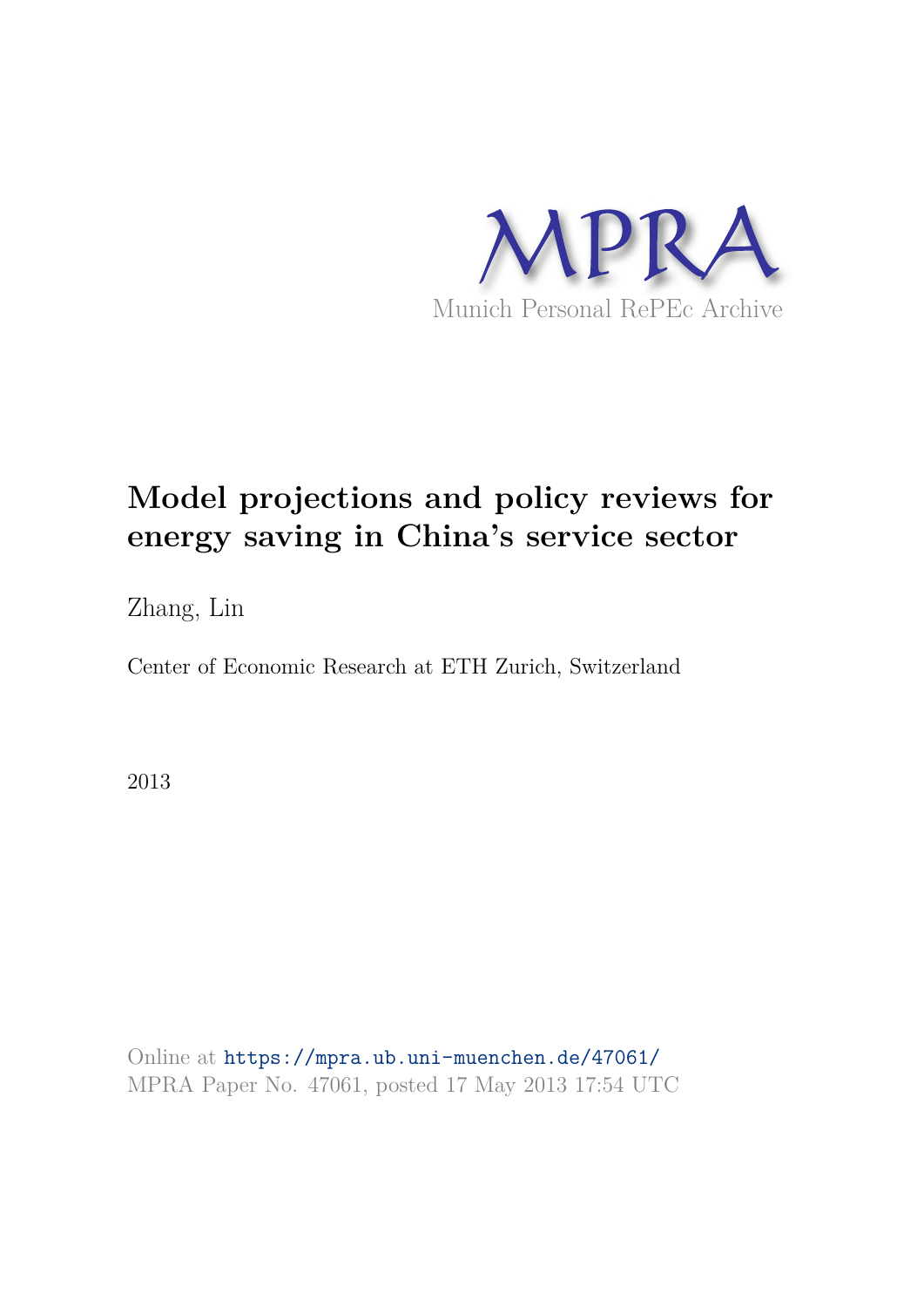MPRA

Munich Personal RePEc Archive

# Model projections and policy reviews for energy saving in China's service sector

Zhang, Lin

Center of Economic Research at ETH Zurich, Switzerland

2013

Online at https://mpra.ub.uni-muenchen.de/47061/
MPRA Paper No. 47061, posted 17 May 2013 17:54 UTC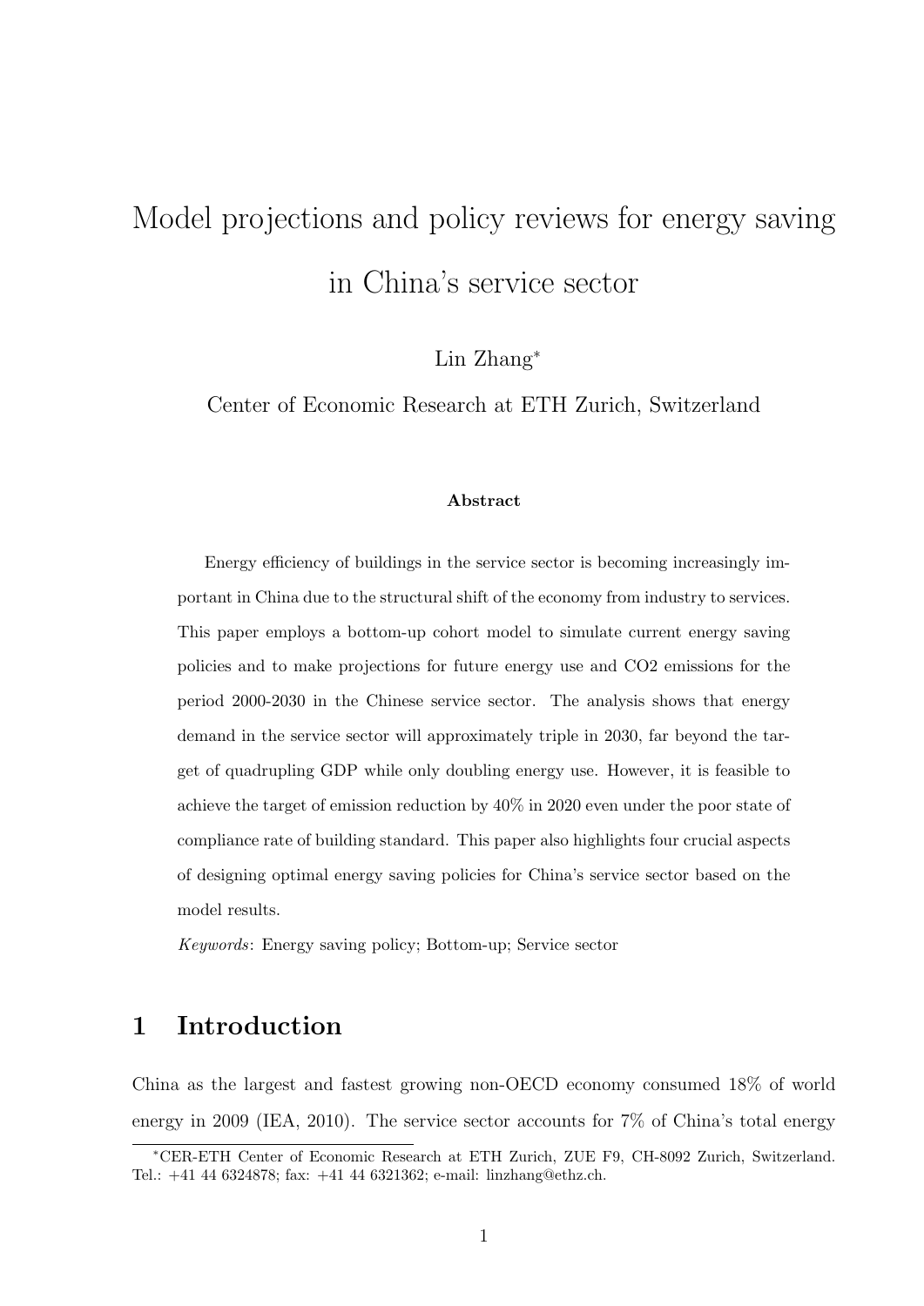# Model projections and policy reviews for energy saving in China's service sector

Lin Zhang*

Center of Economic Research at ETH Zurich, Switzerland

**Abstract**

Energy efficiency of buildings in the service sector is becoming increasingly important in China due to the structural shift of the economy from industry to services. This paper employs a bottom-up cohort model to simulate current energy saving policies and to make projections for future energy use and CO2 emissions for the period 2000-2030 in the Chinese service sector. The analysis shows that energy demand in the service sector will approximately triple in 2030, far beyond the target of quadrupling GDP while only doubling energy use. However, it is feasible to achieve the target of emission reduction by 40% in 2020 even under the poor state of compliance rate of building standard. This paper also highlights four crucial aspects of designing optimal energy saving policies for China's service sector based on the model results.

*Keywords*: Energy saving policy; Bottom-up; Service sector

## 1 Introduction

China as the largest and fastest growing non-OECD economy consumed 18% of world energy in 2009 (IEA, 2010). The service sector accounts for 7% of China's total energy

*CER-ETH Center of Economic Research at ETH Zurich, ZUE F9, CH-8092 Zurich, Switzerland. Tel.: +41 44 6324878; fax: +41 44 6321362; e-mail: linzhang@ethz.ch.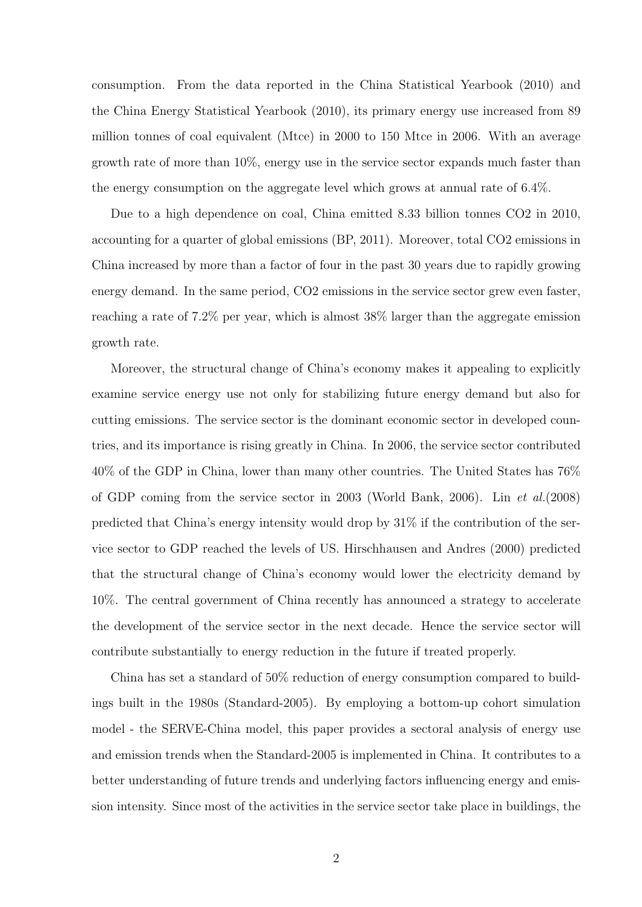consumption. From the data reported in the China Statistical Yearbook (2010) and the China Energy Statistical Yearbook (2010), its primary energy use increased from 89 million tonnes of coal equivalent (Mtce) in 2000 to 150 Mtce in 2006. With an average growth rate of more than 10%, energy use in the service sector expands much faster than the energy consumption on the aggregate level which grows at annual rate of 6.4%.

Due to a high dependence on coal, China emitted 8.33 billion tonnes $CO_2$ in 2010, accounting for a quarter of global emissions (BP, 2011). Moreover, total $CO_2$ emissions in China increased by more than a factor of four in the past 30 years due to rapidly growing energy demand. In the same period, $CO_2$ emissions in the service sector grew even faster, reaching a rate of 7.2% per year, which is almost 38% larger than the aggregate emission growth rate.

Moreover, the structural change of China's economy makes it appealing to explicitly examine service energy use not only for stabilizing future energy demand but also for cutting emissions. The service sector is the dominant economic sector in developed countries, and its importance is rising greatly in China. In 2006, the service sector contributed 40% of the GDP in China, lower than many other countries. The United States has 76% of GDP coming from the service sector in 2003 (World Bank, 2006). Lin *et al.*(2008) predicted that China's energy intensity would drop by 31% if the contribution of the service sector to GDP reached the levels of US. Hirschhausen and Andres (2000) predicted that the structural change of China's economy would lower the electricity demand by 10%. The central government of China recently has announced a strategy to accelerate the development of the service sector in the next decade. Hence the service sector will contribute substantially to energy reduction in the future if treated properly.

China has set a standard of 50% reduction of energy consumption compared to buildings built in the 1980s (Standard-2005). By employing a bottom-up cohort simulation model - the SERVE-China model, this paper provides a sectoral analysis of energy use and emission trends when the Standard-2005 is implemented in China. It contributes to a better understanding of future trends and underlying factors influencing energy and emission intensity. Since most of the activities in the service sector take place in buildings, the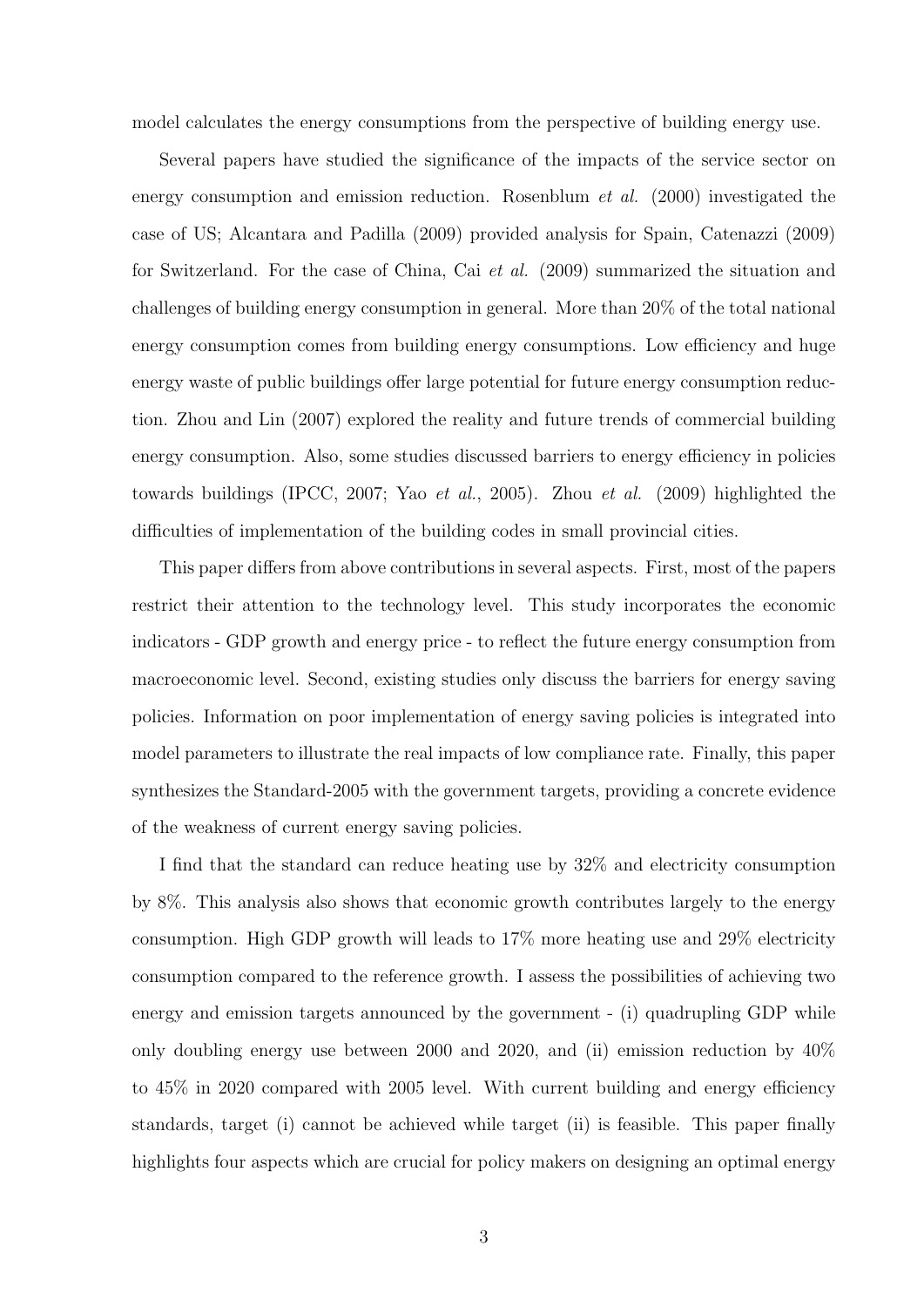model calculates the energy consumptions from the perspective of building energy use.

Several papers have studied the significance of the impacts of the service sector on energy consumption and emission reduction. Rosenblum *et al.* (2000) investigated the case of US; Alcantara and Padilla (2009) provided analysis for Spain, Catenazzi (2009) for Switzerland. For the case of China, Cai *et al.* (2009) summarized the situation and challenges of building energy consumption in general. More than 20% of the total national energy consumption comes from building energy consumptions. Low efficiency and huge energy waste of public buildings offer large potential for future energy consumption reduction. Zhou and Lin (2007) explored the reality and future trends of commercial building energy consumption. Also, some studies discussed barriers to energy efficiency in policies towards buildings (IPCC, 2007; Yao *et al.*, 2005). Zhou *et al.* (2009) highlighted the difficulties of implementation of the building codes in small provincial cities.

This paper differs from above contributions in several aspects. First, most of the papers restrict their attention to the technology level. This study incorporates the economic indicators - GDP growth and energy price - to reflect the future energy consumption from macroeconomic level. Second, existing studies only discuss the barriers for energy saving policies. Information on poor implementation of energy saving policies is integrated into model parameters to illustrate the real impacts of low compliance rate. Finally, this paper synthesizes the Standard-2005 with the government targets, providing a concrete evidence of the weakness of current energy saving policies.

I find that the standard can reduce heating use by 32% and electricity consumption by 8%. This analysis also shows that economic growth contributes largely to the energy consumption. High GDP growth will leads to 17% more heating use and 29% electricity consumption compared to the reference growth. I assess the possibilities of achieving two energy and emission targets announced by the government - (i) quadrupling GDP while only doubling energy use between 2000 and 2020, and (ii) emission reduction by 40% to 45% in 2020 compared with 2005 level. With current building and energy efficiency standards, target (i) cannot be achieved while target (ii) is feasible. This paper finally highlights four aspects which are crucial for policy makers on designing an optimal energy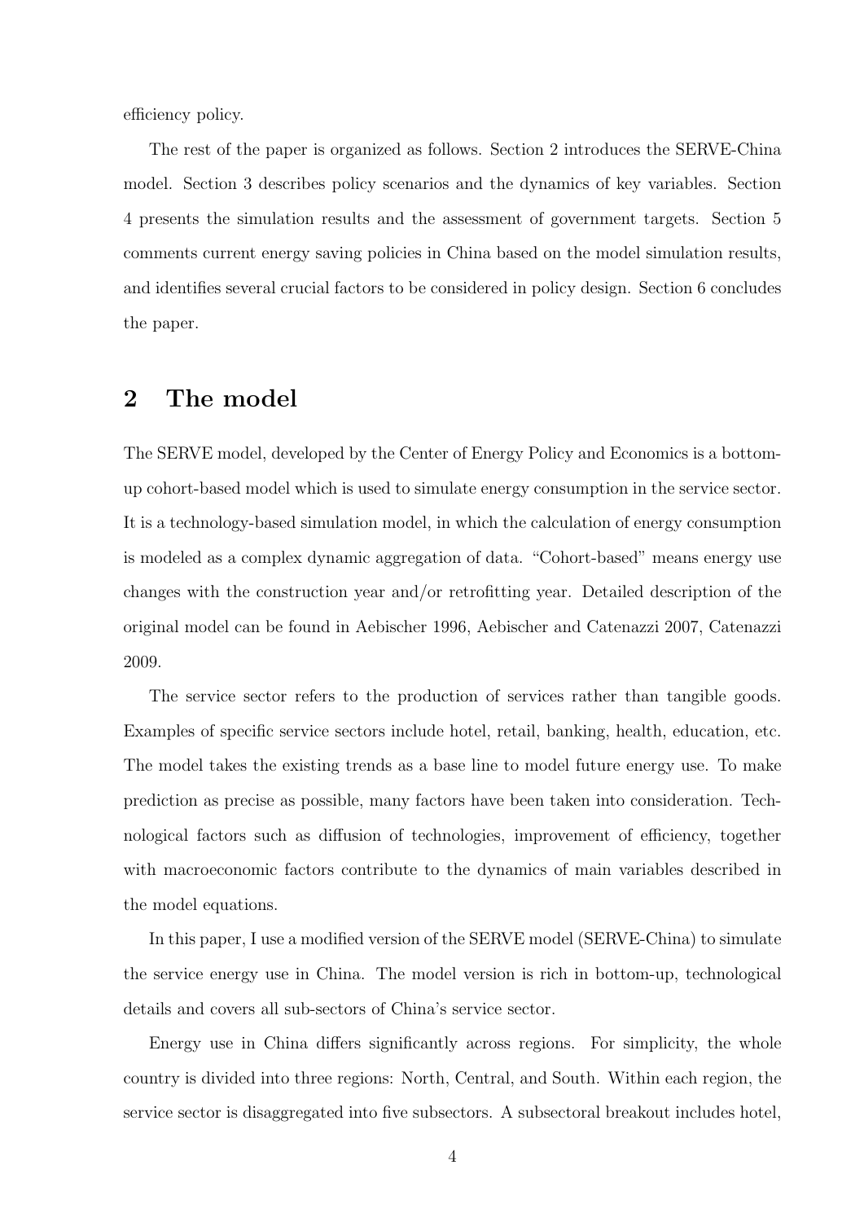efficiency policy.

The rest of the paper is organized as follows. Section 2 introduces the SERVE-China model. Section 3 describes policy scenarios and the dynamics of key variables. Section 4 presents the simulation results and the assessment of government targets. Section 5 comments current energy saving policies in China based on the model simulation results, and identifies several crucial factors to be considered in policy design. Section 6 concludes the paper.

## 2 The model

The SERVE model, developed by the Center of Energy Policy and Economics is a bottom-up cohort-based model which is used to simulate energy consumption in the service sector. It is a technology-based simulation model, in which the calculation of energy consumption is modeled as a complex dynamic aggregation of data. "Cohort-based" means energy use changes with the construction year and/or retrofitting year. Detailed description of the original model can be found in Aebischer 1996, Aebischer and Catenazzi 2007, Catenazzi 2009.

The service sector refers to the production of services rather than tangible goods. Examples of specific service sectors include hotel, retail, banking, health, education, etc. The model takes the existing trends as a base line to model future energy use. To make prediction as precise as possible, many factors have been taken into consideration. Technological factors such as diffusion of technologies, improvement of efficiency, together with macroeconomic factors contribute to the dynamics of main variables described in the model equations.

In this paper, I use a modified version of the SERVE model (SERVE-China) to simulate the service energy use in China. The model version is rich in bottom-up, technological details and covers all sub-sectors of China's service sector.

Energy use in China differs significantly across regions. For simplicity, the whole country is divided into three regions: North, Central, and South. Within each region, the service sector is disaggregated into five subsectors. A subsectoral breakout includes hotel,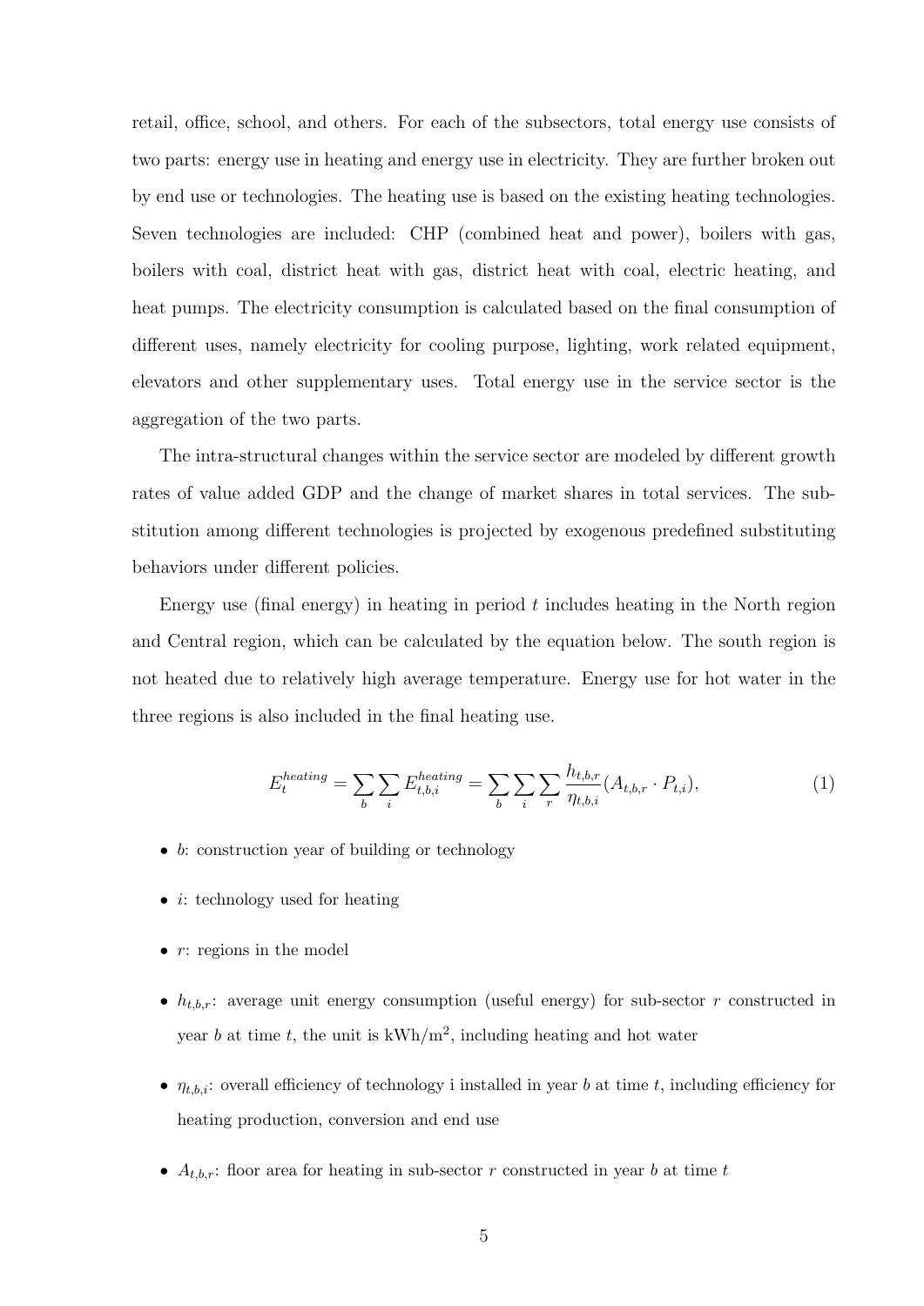retail, office, school, and others. For each of the subsectors, total energy use consists of two parts: energy use in heating and energy use in electricity. They are further broken out by end use or technologies. The heating use is based on the existing heating technologies. Seven technologies are included: CHP (combined heat and power), boilers with gas, boilers with coal, district heat with gas, district heat with coal, electric heating, and heat pumps. The electricity consumption is calculated based on the final consumption of different uses, namely electricity for cooling purpose, lighting, work related equipment, elevators and other supplementary uses. Total energy use in the service sector is the aggregation of the two parts.

The intra-structural changes within the service sector are modeled by different growth rates of value added GDP and the change of market shares in total services. The substitution among different technologies is projected by exogenous predefined substituting behaviors under different policies.

Energy use (final energy) in heating in period $t$ includes heating in the North region and Central region, which can be calculated by the equation below. The south region is not heated due to relatively high average temperature. Energy use for hot water in the three regions is also included in the final heating use.

$$E_t^{heating} = \sum_b \sum_i E_{t,b,i}^{heating} = \sum_b \sum_i \sum_r \frac{h_{t,b,r}}{\eta_{t,b,i}} (A_{t,b,r} \cdot P_{t,i}), \tag{1}$$

- $b$: construction year of building or technology
- $i$: technology used for heating
- $r$: regions in the model
- $h_{t,b,r}$: average unit energy consumption (useful energy) for sub-sector $r$ constructed in year $b$ at time $t$, the unit is kWh/m$^2$, including heating and hot water
- $\eta_{t,b,i}$: overall efficiency of technology i installed in year $b$ at time $t$, including efficiency for heating production, conversion and end use
- $A_{t,b,r}$: floor area for heating in sub-sector $r$ constructed in year $b$ at time $t$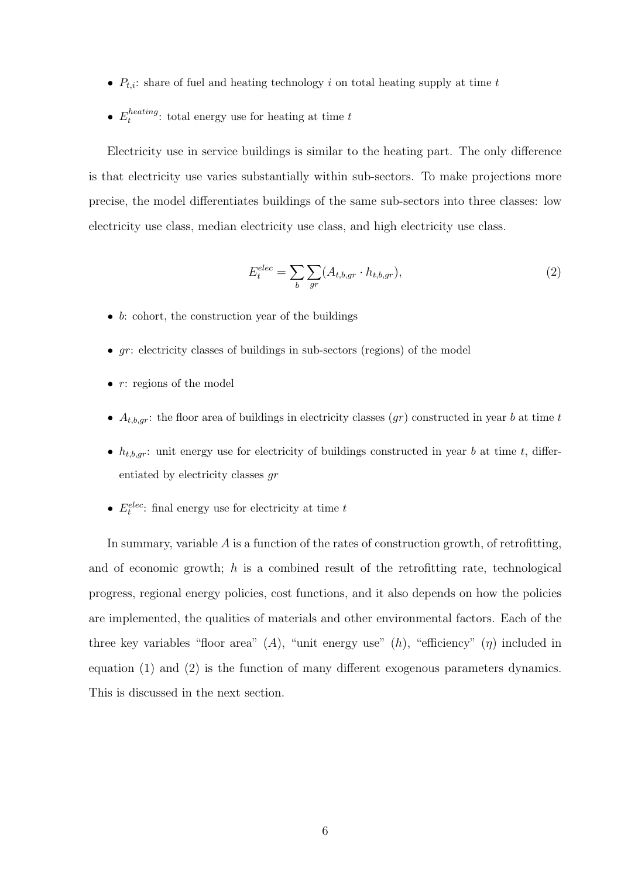- $P_{t,i}$: share of fuel and heating technology $i$ on total heating supply at time $t$
- $E_t^{heating}$: total energy use for heating at time $t$

Electricity use in service buildings is similar to the heating part. The only difference is that electricity use varies substantially within sub-sectors. To make projections more precise, the model differentiates buildings of the same sub-sectors into three classes: low electricity use class, median electricity use class, and high electricity use class.

$$E_t^{elec} = \sum_b \sum_{gr} (A_{t,b,gr} \cdot h_{t,b,gr}), \tag{2}$$

- $b$: cohort, the construction year of the buildings
- $gr$: electricity classes of buildings in sub-sectors (regions) of the model
- $r$: regions of the model
- $A_{t,b,gr}$: the floor area of buildings in electricity classes ($gr$) constructed in year $b$ at time $t$
- $h_{t,b,gr}$: unit energy use for electricity of buildings constructed in year $b$ at time $t$, differentiated by electricity classes $gr$
- $E_t^{elec}$: final energy use for electricity at time $t$

In summary, variable $A$ is a function of the rates of construction growth, of retrofitting, and of economic growth; $h$ is a combined result of the retrofitting rate, technological progress, regional energy policies, cost functions, and it also depends on how the policies are implemented, the qualities of materials and other environmental factors. Each of the three key variables "floor area" ($A$), "unit energy use" ($h$), "efficiency" ($\eta$) included in equation (1) and (2) is the function of many different exogenous parameters dynamics. This is discussed in the next section.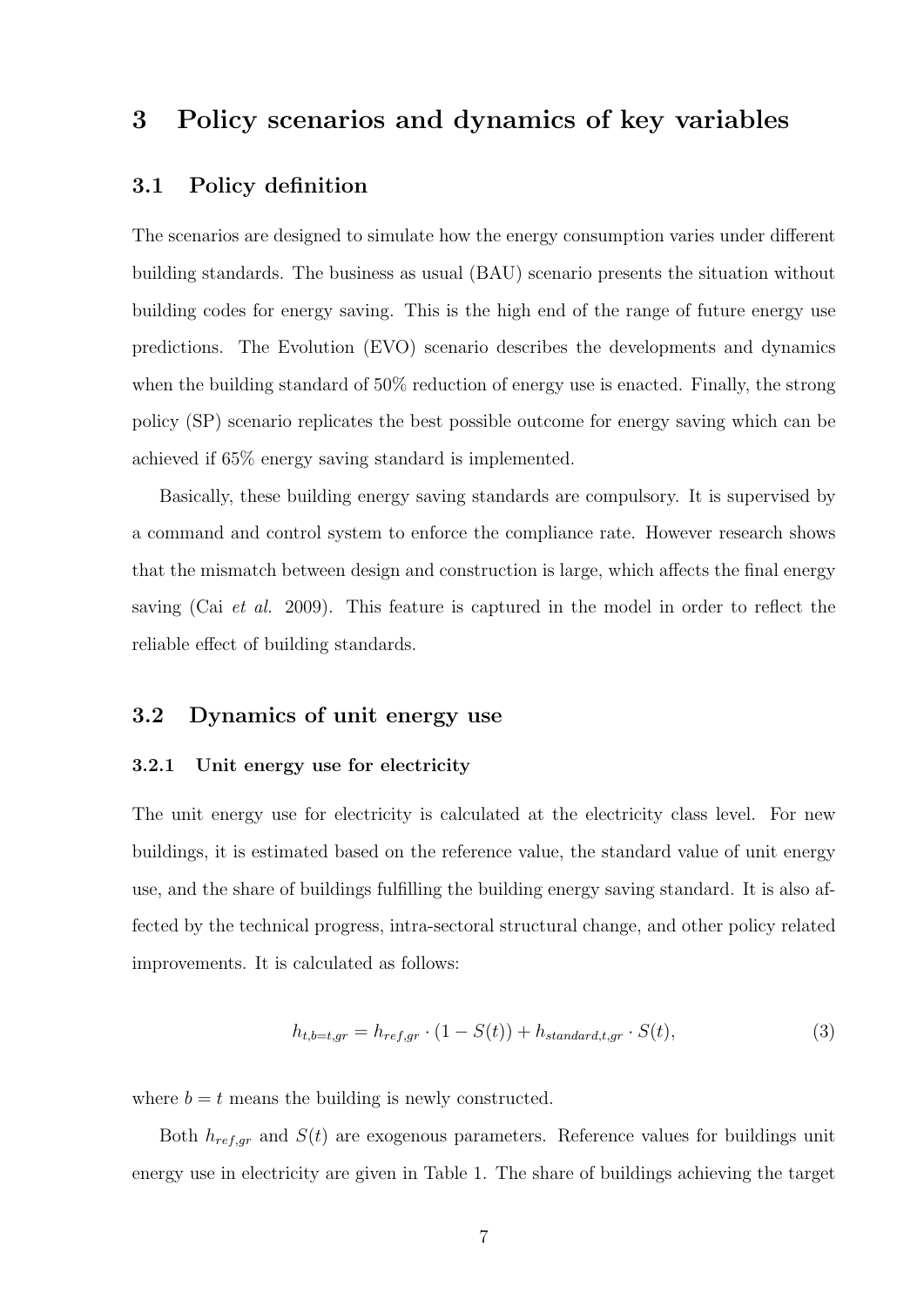## 3 Policy scenarios and dynamics of key variables

### 3.1 Policy definition

The scenarios are designed to simulate how the energy consumption varies under different building standards. The business as usual (BAU) scenario presents the situation without building codes for energy saving. This is the high end of the range of future energy use predictions. The Evolution (EVO) scenario describes the developments and dynamics when the building standard of 50% reduction of energy use is enacted. Finally, the strong policy (SP) scenario replicates the best possible outcome for energy saving which can be achieved if 65% energy saving standard is implemented.

Basically, these building energy saving standards are compulsory. It is supervised by a command and control system to enforce the compliance rate. However research shows that the mismatch between design and construction is large, which affects the final energy saving (Cai *et al.* 2009). This feature is captured in the model in order to reflect the reliable effect of building standards.

### 3.2 Dynamics of unit energy use

#### 3.2.1 Unit energy use for electricity

The unit energy use for electricity is calculated at the electricity class level. For new buildings, it is estimated based on the reference value, the standard value of unit energy use, and the share of buildings fulfilling the building energy saving standard. It is also affected by the technical progress, intra-sectoral structural change, and other policy related improvements. It is calculated as follows:

$$h_{t,b=t,gr} = h_{ref,gr} \cdot (1 - S(t)) + h_{standard,t,gr} \cdot S(t), \tag{3}$$

where $b = t$ means the building is newly constructed.

Both $h_{ref,gr}$ and $S(t)$ are exogenous parameters. Reference values for buildings unit energy use in electricity are given in Table 1. The share of buildings achieving the target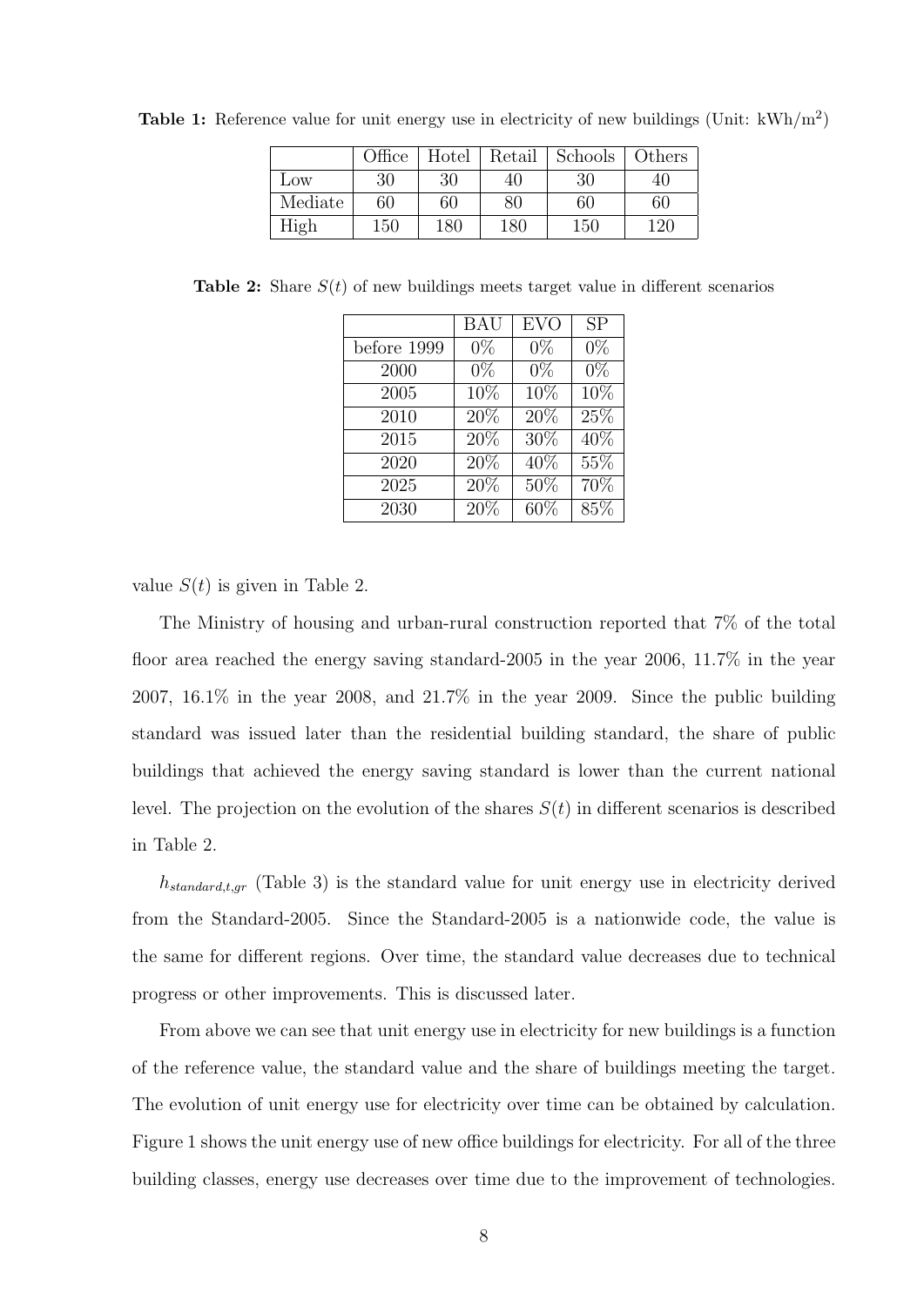**Table 1:** Reference value for unit energy use in electricity of new buildings (Unit: $kWh/m^2$)

| | Office | Hotel | Retail | Schools | Others |
|---|---|---|---|---|---|
| Low | 30 | 30 | 40 | 30 | 40 |
| Mediate | 60 | 60 | 80 | 60 | 60 |
| High | 150 | 180 | 180 | 150 | 120 |

**Table 2:** Share $S(t)$ of new buildings meets target value in different scenarios

| | BAU | EVO | SP |
|---|---|---|---|
| before 1999 | 0% | 0% | 0% |
| 2000 | 0% | 0% | 0% |
| 2005 | 10% | 10% | 10% |
| 2010 | 20% | 20% | 25% |
| 2015 | 20% | 30% | 40% |
| 2020 | 20% | 40% | 55% |
| 2025 | 20% | 50% | 70% |
| 2030 | 20% | 60% | 85% |

value $S(t)$ is given in Table 2.

The Ministry of housing and urban-rural construction reported that 7% of the total floor area reached the energy saving standard-2005 in the year 2006, 11.7% in the year 2007, 16.1% in the year 2008, and 21.7% in the year 2009. Since the public building standard was issued later than the residential building standard, the share of public buildings that achieved the energy saving standard is lower than the current national level. The projection on the evolution of the shares $S(t)$ in different scenarios is described in Table 2.

$h_{standard,t,gr}$ (Table 3) is the standard value for unit energy use in electricity derived from the Standard-2005. Since the Standard-2005 is a nationwide code, the value is the same for different regions. Over time, the standard value decreases due to technical progress or other improvements. This is discussed later.

From above we can see that unit energy use in electricity for new buildings is a function of the reference value, the standard value and the share of buildings meeting the target. The evolution of unit energy use for electricity over time can be obtained by calculation. Figure 1 shows the unit energy use of new office buildings for electricity. For all of the three building classes, energy use decreases over time due to the improvement of technologies.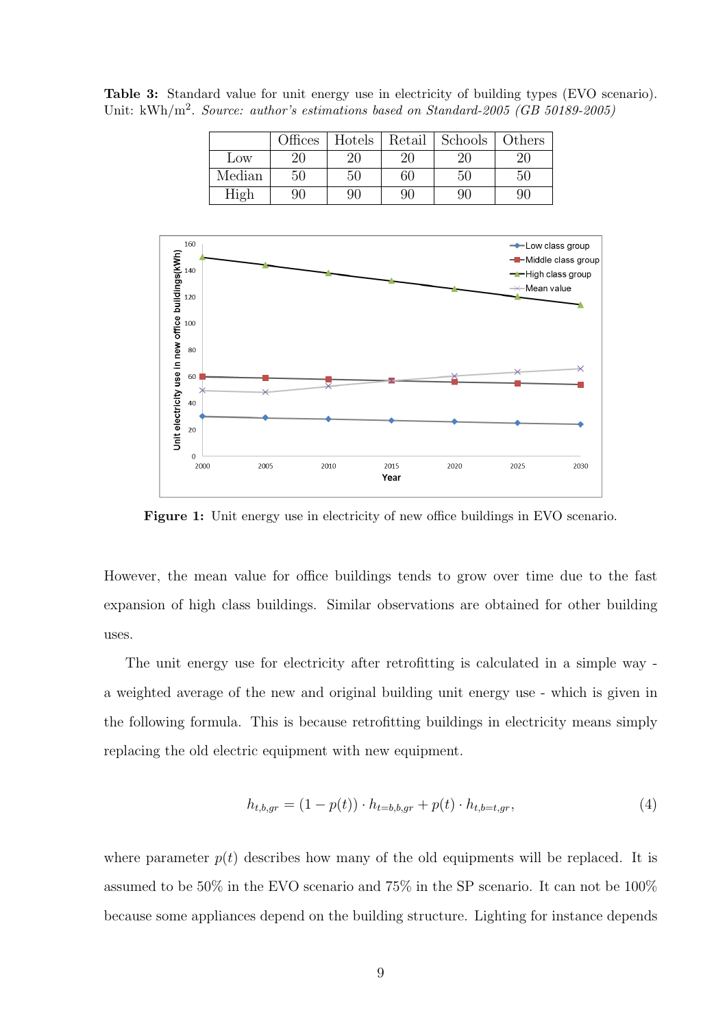**Table 3:** Standard value for unit energy use in electricity of building types (EVO scenario). Unit: kWh/m$^2$. *Source: author's estimations based on Standard-2005 (GB 50189-2005)*

| | Offices | Hotels | Retail | Schools | Others |
|---|---|---|---|---|---|
| Low | 20 | 20 | 20 | 20 | 20 |
| Median | 50 | 50 | 60 | 50 | 50 |
| High | 90 | 90 | 90 | 90 | 90 |

**Figure 1:** Unit energy use in electricity of new office buildings in EVO scenario.

However, the mean value for office buildings tends to grow over time due to the fast expansion of high class buildings. Similar observations are obtained for other building uses.

The unit energy use for electricity after retrofitting is calculated in a simple way - a weighted average of the new and original building unit energy use - which is given in the following formula. This is because retrofitting buildings in electricity means simply replacing the old electric equipment with new equipment.

$$h_{t,b,gr} = (1 - p(t)) \cdot h_{t=b,b,gr} + p(t) \cdot h_{t,b=t,gr}, \tag{4}$$

where parameter $p(t)$ describes how many of the old equipments will be replaced. It is assumed to be 50% in the EVO scenario and 75% in the SP scenario. It can not be 100% because some appliances depend on the building structure. Lighting for instance depends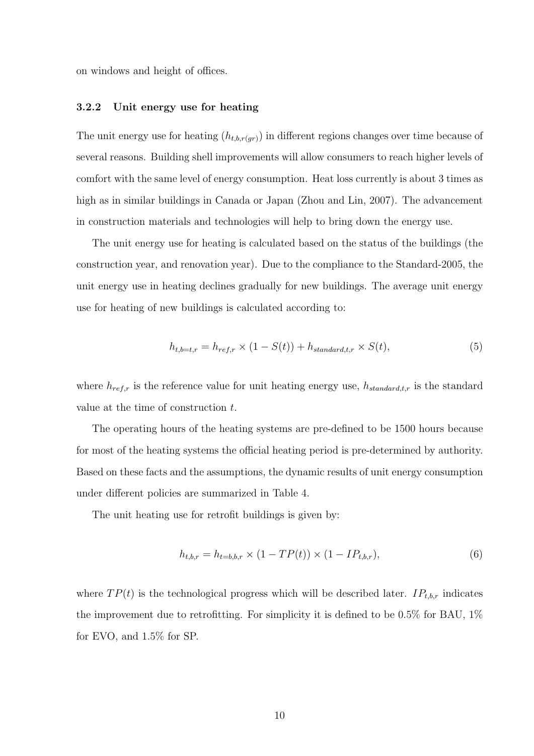on windows and height of offices.

### 3.2.2 Unit energy use for heating

The unit energy use for heating ($h_{t,b,r(gr)}$) in different regions changes over time because of several reasons. Building shell improvements will allow consumers to reach higher levels of comfort with the same level of energy consumption. Heat loss currently is about 3 times as high as in similar buildings in Canada or Japan (Zhou and Lin, 2007). The advancement in construction materials and technologies will help to bring down the energy use.

The unit energy use for heating is calculated based on the status of the buildings (the construction year, and renovation year). Due to the compliance to the Standard-2005, the unit energy use in heating declines gradually for new buildings. The average unit energy use for heating of new buildings is calculated according to:

$$h_{t,b=t,r} = h_{ref,r} \times (1 - S(t)) + h_{standard,t,r} \times S(t), \tag{5}$$

where $h_{ref,r}$ is the reference value for unit heating energy use, $h_{standard,t,r}$ is the standard value at the time of construction $t$.

The operating hours of the heating systems are pre-defined to be 1500 hours because for most of the heating systems the official heating period is pre-determined by authority. Based on these facts and the assumptions, the dynamic results of unit energy consumption under different policies are summarized in Table 4.

The unit heating use for retrofit buildings is given by:

$$h_{t,b,r} = h_{t=b,b,r} \times (1 - TP(t)) \times (1 - IP_{t,b,r}), \tag{6}$$

where $TP(t)$ is the technological progress which will be described later. $IP_{t,b,r}$ indicates the improvement due to retrofitting. For simplicity it is defined to be 0.5% for BAU, 1% for EVO, and 1.5% for SP.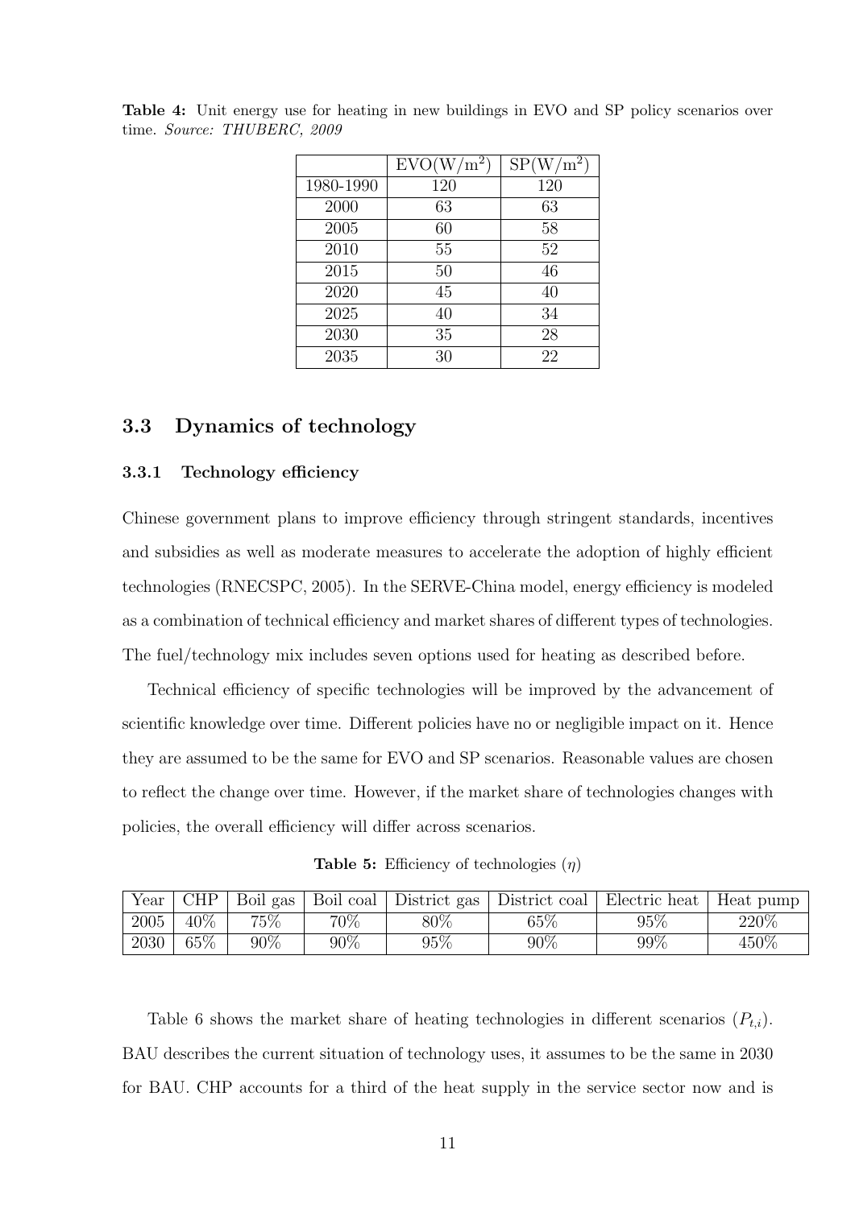**Table 4:** Unit energy use for heating in new buildings in EVO and SP policy scenarios over time. *Source: THUBERC, 2009*

| | EVO($W/m^2$) | SP($W/m^2$) |
|---|---|---|
| 1980-1990 | 120 | 120 |
| 2000 | 63 | 63 |
| 2005 | 60 | 58 |
| 2010 | 55 | 52 |
| 2015 | 50 | 46 |
| 2020 | 45 | 40 |
| 2025 | 40 | 34 |
| 2030 | 35 | 28 |
| 2035 | 30 | 22 |

## 3.3 Dynamics of technology

### 3.3.1 Technology efficiency

Chinese government plans to improve efficiency through stringent standards, incentives and subsidies as well as moderate measures to accelerate the adoption of highly efficient technologies (RNECSPC, 2005). In the SERVE-China model, energy efficiency is modeled as a combination of technical efficiency and market shares of different types of technologies. The fuel/technology mix includes seven options used for heating as described before.

Technical efficiency of specific technologies will be improved by the advancement of scientific knowledge over time. Different policies have no or negligible impact on it. Hence they are assumed to be the same for EVO and SP scenarios. Reasonable values are chosen to reflect the change over time. However, if the market share of technologies changes with policies, the overall efficiency will differ across scenarios.

**Table 5:** Efficiency of technologies ($\eta$)

| Year | CHP | Boil gas | Boil coal | District gas | District coal | Electric heat | Heat pump |
|---|---|---|---|---|---|---|---|
| 2005 | 40% | 75% | 70% | 80% | 65% | 95% | 220% |
| 2030 | 65% | 90% | 90% | 95% | 90% | 99% | 450% |

Table 6 shows the market share of heating technologies in different scenarios ($P_{t,i}$). BAU describes the current situation of technology uses, it assumes to be the same in 2030 for BAU. CHP accounts for a third of the heat supply in the service sector now and is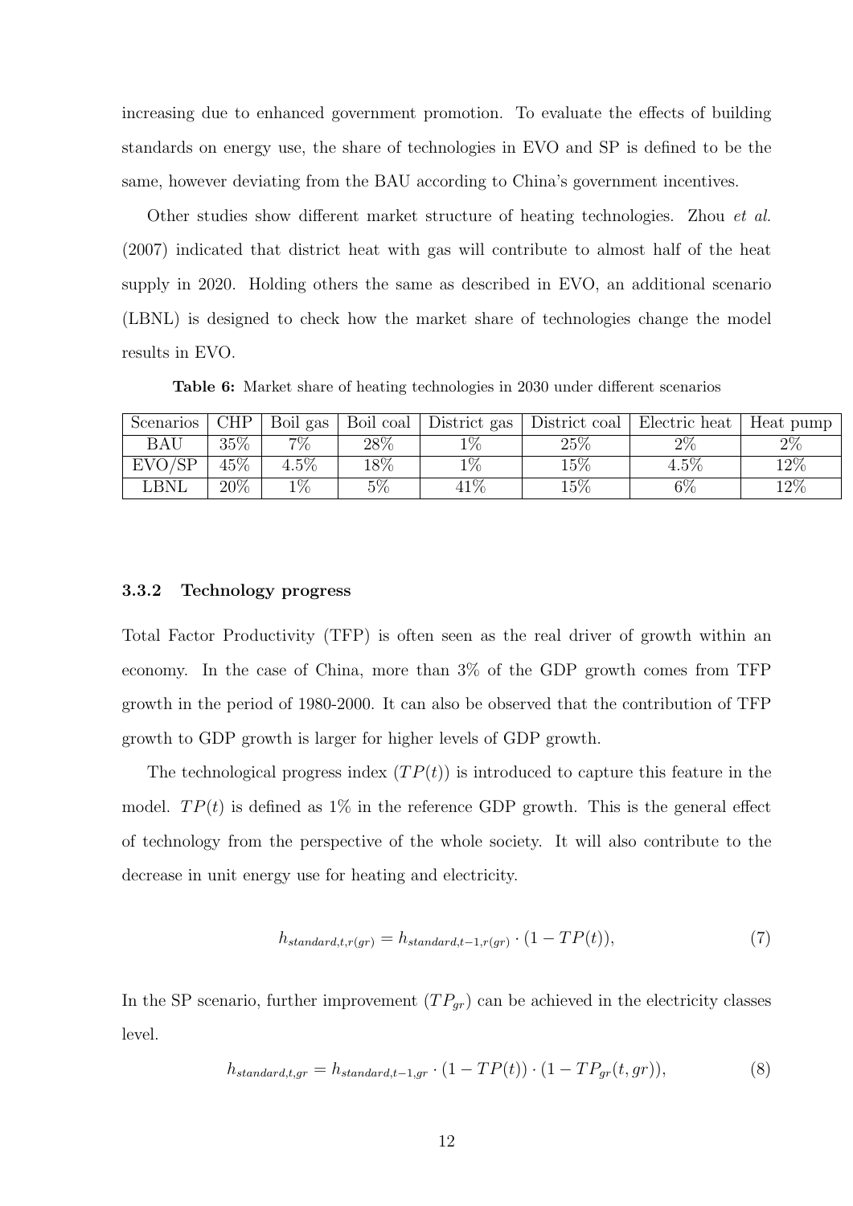increasing due to enhanced government promotion. To evaluate the effects of building standards on energy use, the share of technologies in EVO and SP is defined to be the same, however deviating from the BAU according to China's government incentives.

Other studies show different market structure of heating technologies. Zhou *et al.* (2007) indicated that district heat with gas will contribute to almost half of the heat supply in 2020. Holding others the same as described in EVO, an additional scenario (LBNL) is designed to check how the market share of technologies change the model results in EVO.

**Table 6:** Market share of heating technologies in 2030 under different scenarios

| Scenarios | CHP | Boil gas | Boil coal | District gas | District coal | Electric heat | Heat pump |
|---|---|---|---|---|---|---|---|
| BAU | 35% | 7% | 28% | 1% | 25% | 2% | 2% |
| EVO/SP | 45% | 4.5% | 18% | 1% | 15% | 4.5% | 12% |
| LBNL | 20% | 1% | 5% | 41% | 15% | 6% | 12% |

### 3.3.2 Technology progress

Total Factor Productivity (TFP) is often seen as the real driver of growth within an economy. In the case of China, more than 3% of the GDP growth comes from TFP growth in the period of 1980-2000. It can also be observed that the contribution of TFP growth to GDP growth is larger for higher levels of GDP growth.

The technological progress index ($TP(t)$) is introduced to capture this feature in the model. $TP(t)$ is defined as 1% in the reference GDP growth. This is the general effect of technology from the perspective of the whole society. It will also contribute to the decrease in unit energy use for heating and electricity.

$$h_{standard,t,r(gr)} = h_{standard,t-1,r(gr)} \cdot (1 - TP(t)), \tag{7}$$

In the SP scenario, further improvement ($TP_{gr}$) can be achieved in the electricity classes level.

$$h_{standard,t,gr} = h_{standard,t-1,gr} \cdot (1 - TP(t)) \cdot (1 - TP_{gr}(t, gr)), \tag{8}$$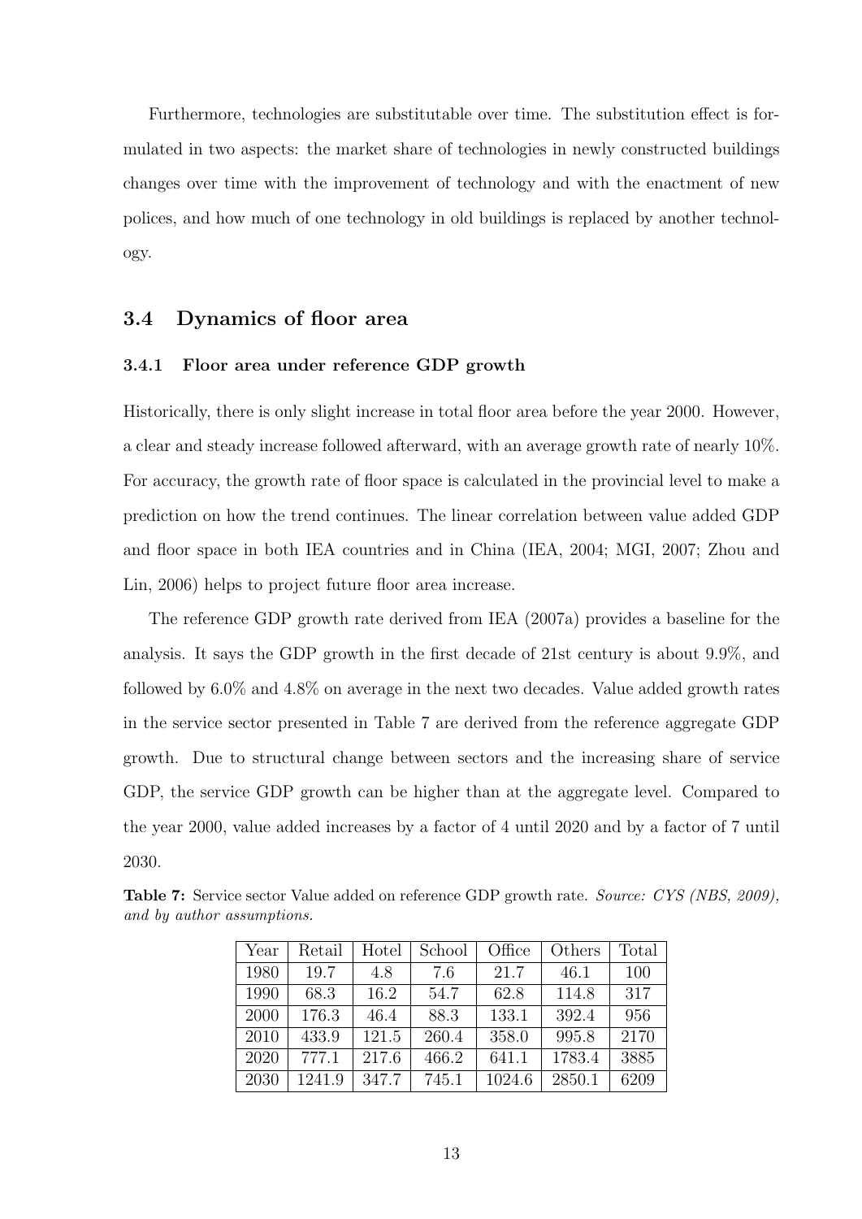Furthermore, technologies are substitutable over time. The substitution effect is formulated in two aspects: the market share of technologies in newly constructed buildings changes over time with the improvement of technology and with the enactment of new polices, and how much of one technology in old buildings is replaced by another technology.

## 3.4 Dynamics of floor area

### 3.4.1 Floor area under reference GDP growth

Historically, there is only slight increase in total floor area before the year 2000. However, a clear and steady increase followed afterward, with an average growth rate of nearly 10%. For accuracy, the growth rate of floor space is calculated in the provincial level to make a prediction on how the trend continues. The linear correlation between value added GDP and floor space in both IEA countries and in China (IEA, 2004; MGI, 2007; Zhou and Lin, 2006) helps to project future floor area increase.

The reference GDP growth rate derived from IEA (2007a) provides a baseline for the analysis. It says the GDP growth in the first decade of 21st century is about 9.9%, and followed by 6.0% and 4.8% on average in the next two decades. Value added growth rates in the service sector presented in Table 7 are derived from the reference aggregate GDP growth. Due to structural change between sectors and the increasing share of service GDP, the service GDP growth can be higher than at the aggregate level. Compared to the year 2000, value added increases by a factor of 4 until 2020 and by a factor of 7 until 2030.

**Table 7:** Service sector Value added on reference GDP growth rate. *Source: CYS (NBS, 2009), and by author assumptions.*

| Year | Retail | Hotel | School | Office | Others | Total |
|---|---|---|---|---|---|---|
| 1980 | 19.7 | 4.8 | 7.6 | 21.7 | 46.1 | 100 |
| 1990 | 68.3 | 16.2 | 54.7 | 62.8 | 114.8 | 317 |
| 2000 | 176.3 | 46.4 | 88.3 | 133.1 | 392.4 | 956 |
| 2010 | 433.9 | 121.5 | 260.4 | 358.0 | 995.8 | 2170 |
| 2020 | 777.1 | 217.6 | 466.2 | 641.1 | 1783.4 | 3885 |
| 2030 | 1241.9 | 347.7 | 745.1 | 1024.6 | 2850.1 | 6209 |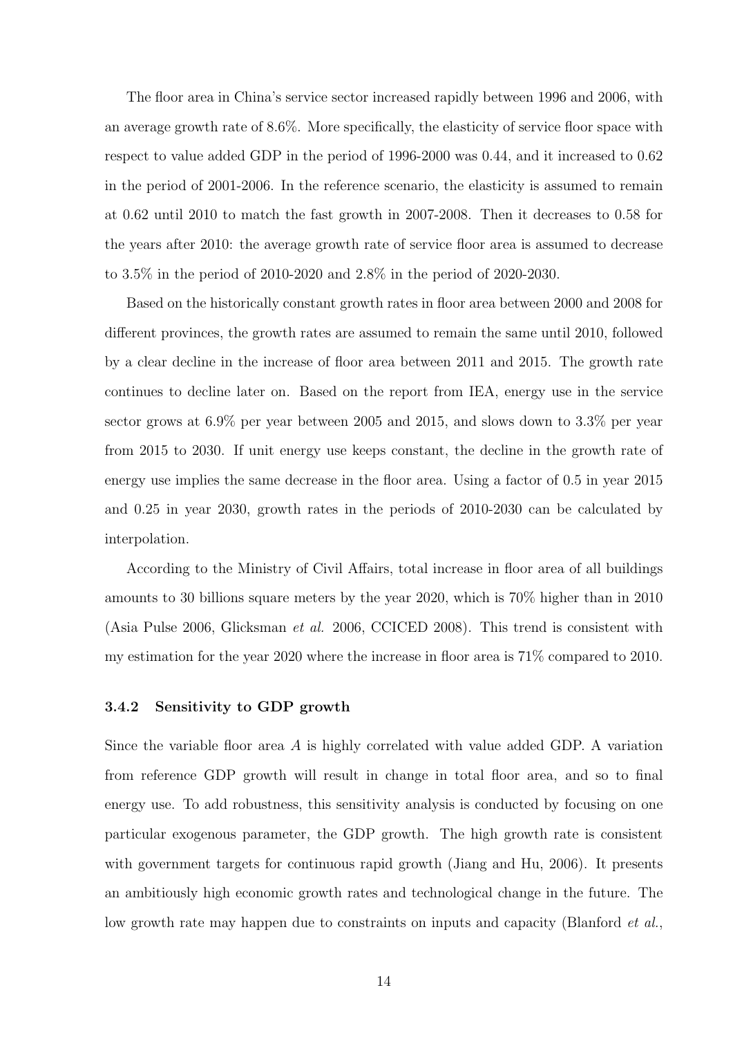The floor area in China's service sector increased rapidly between 1996 and 2006, with an average growth rate of 8.6%. More specifically, the elasticity of service floor space with respect to value added GDP in the period of 1996-2000 was 0.44, and it increased to 0.62 in the period of 2001-2006. In the reference scenario, the elasticity is assumed to remain at 0.62 until 2010 to match the fast growth in 2007-2008. Then it decreases to 0.58 for the years after 2010: the average growth rate of service floor area is assumed to decrease to 3.5% in the period of 2010-2020 and 2.8% in the period of 2020-2030.

Based on the historically constant growth rates in floor area between 2000 and 2008 for different provinces, the growth rates are assumed to remain the same until 2010, followed by a clear decline in the increase of floor area between 2011 and 2015. The growth rate continues to decline later on. Based on the report from IEA, energy use in the service sector grows at 6.9% per year between 2005 and 2015, and slows down to 3.3% per year from 2015 to 2030. If unit energy use keeps constant, the decline in the growth rate of energy use implies the same decrease in the floor area. Using a factor of 0.5 in year 2015 and 0.25 in year 2030, growth rates in the periods of 2010-2030 can be calculated by interpolation.

According to the Ministry of Civil Affairs, total increase in floor area of all buildings amounts to 30 billions square meters by the year 2020, which is 70% higher than in 2010 (Asia Pulse 2006, Glicksman *et al.* 2006, CCICED 2008). This trend is consistent with my estimation for the year 2020 where the increase in floor area is 71% compared to 2010.

### 3.4.2 Sensitivity to GDP growth

Since the variable floor area $A$ is highly correlated with value added GDP. A variation from reference GDP growth will result in change in total floor area, and so to final energy use. To add robustness, this sensitivity analysis is conducted by focusing on one particular exogenous parameter, the GDP growth. The high growth rate is consistent with government targets for continuous rapid growth (Jiang and Hu, 2006). It presents an ambitiously high economic growth rates and technological change in the future. The low growth rate may happen due to constraints on inputs and capacity (Blanford *et al.*,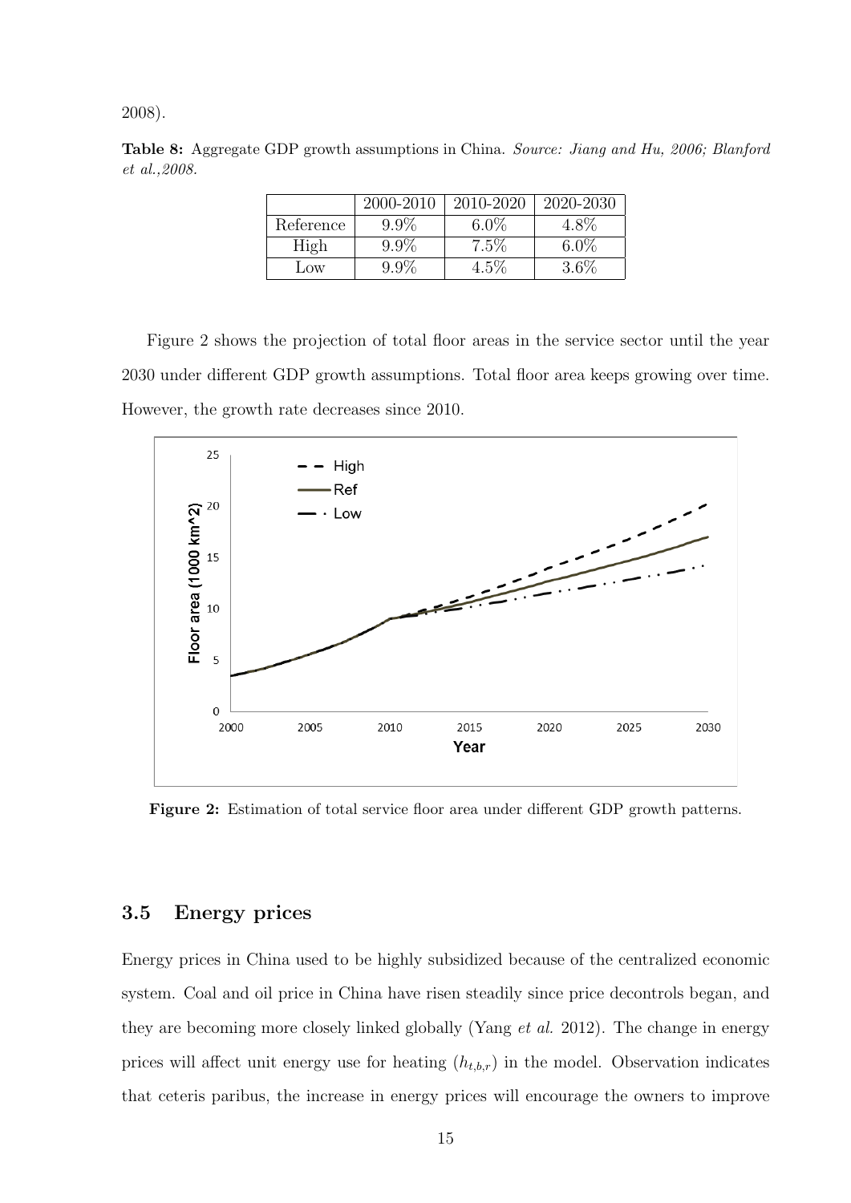2008).

**Table 8:** Aggregate GDP growth assumptions in China. *Source: Jiang and Hu, 2006; Blanford et al.,2008.*

| | 2000-2010 | 2010-2020 | 2020-2030 |
|---|---|---|---|
| Reference | 9.9% | 6.0% | 4.8% |
| High | 9.9% | 7.5% | 6.0% |
| Low | 9.9% | 4.5% | 3.6% |

Figure 2 shows the projection of total floor areas in the service sector until the year 2030 under different GDP growth assumptions. Total floor area keeps growing over time. However, the growth rate decreases since 2010.

**Figure 2:** Estimation of total service floor area under different GDP growth patterns.

## 3.5 Energy prices

Energy prices in China used to be highly subsidized because of the centralized economic system. Coal and oil price in China have risen steadily since price decontrols began, and they are becoming more closely linked globally (Yang *et al.* 2012). The change in energy prices will affect unit energy use for heating ($h_{t,b,r}$) in the model. Observation indicates that ceteris paribus, the increase in energy prices will encourage the owners to improve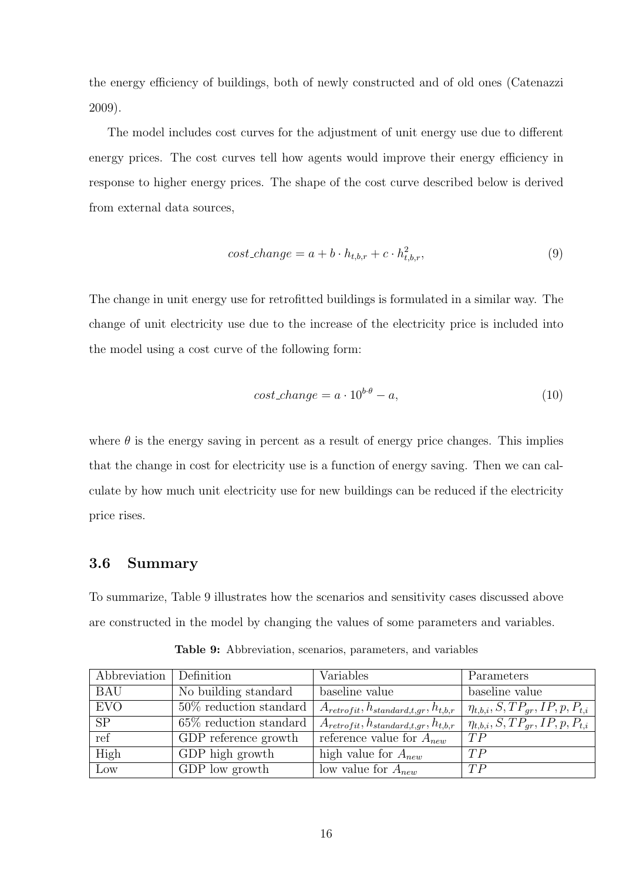the energy efficiency of buildings, both of newly constructed and of old ones (Catenazzi 2009).

The model includes cost curves for the adjustment of unit energy use due to different energy prices. The cost curves tell how agents would improve their energy efficiency in response to higher energy prices. The shape of the cost curve described below is derived from external data sources,

$$cost\_change = a + b \cdot h_{t,b,r} + c \cdot h_{t,b,r}^{2}, \tag{9}$$

The change in unit energy use for retrofitted buildings is formulated in a similar way. The change of unit electricity use due to the increase of the electricity price is included into the model using a cost curve of the following form:

$$cost\_change = a \cdot 10^{b \cdot \theta} - a, \tag{10}$$

where $\theta$ is the energy saving in percent as a result of energy price changes. This implies that the change in cost for electricity use is a function of energy saving. Then we can calculate by how much unit electricity use for new buildings can be reduced if the electricity price rises.

### 3.6 Summary

To summarize, Table 9 illustrates how the scenarios and sensitivity cases discussed above are constructed in the model by changing the values of some parameters and variables.

**Table 9:** Abbreviation, scenarios, parameters, and variables

| Abbreviation | Definition | Variables | Parameters |
|---|---|---|---|
| BAU | No building standard | baseline value | baseline value |
| EVO | 50% reduction standard | $A_{retrofit}, h_{standard,t,gr}, h_{t,b,r}$ | $\eta_{t,b,i}, S, TP_{gr}, IP, p, P_{t,i}$ |
| SP | 65% reduction standard | $A_{retrofit}, h_{standard,t,gr}, h_{t,b,r}$ | $\eta_{t,b,i}, S, TP_{gr}, IP, p, P_{t,i}$ |
| ref | GDP reference growth | reference value for $A_{new}$ | $TP$ |
| High | GDP high growth | high value for $A_{new}$ | $TP$ |
| Low | GDP low growth | low value for $A_{new}$ | $TP$ |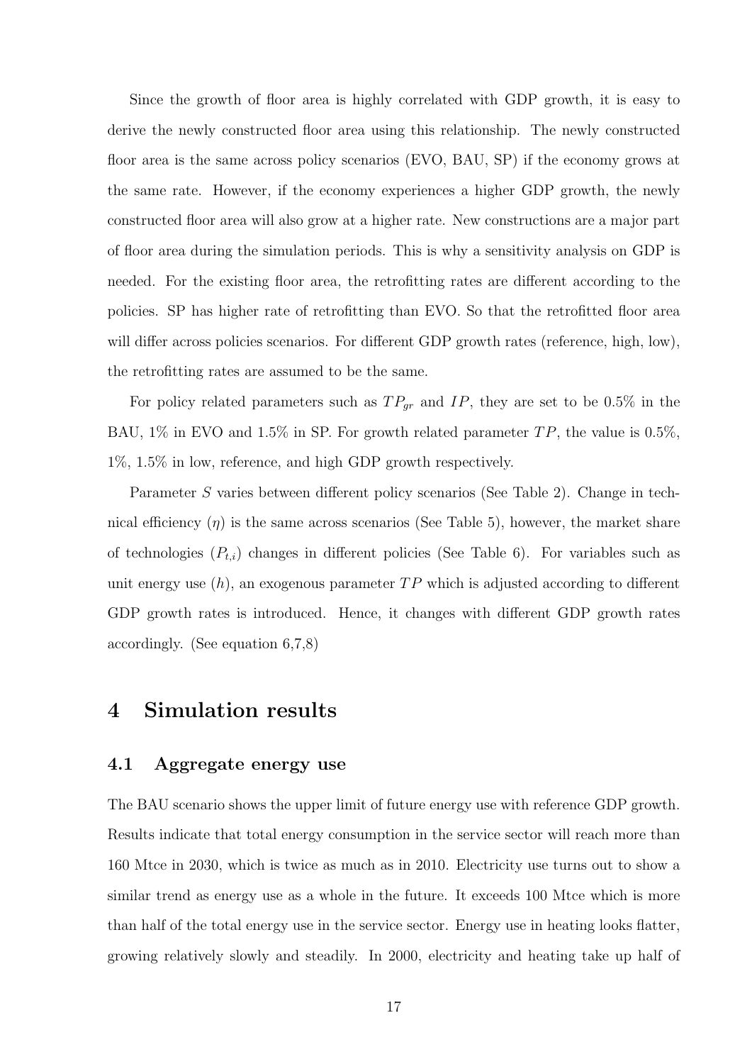Since the growth of floor area is highly correlated with GDP growth, it is easy to derive the newly constructed floor area using this relationship. The newly constructed floor area is the same across policy scenarios (EVO, BAU, SP) if the economy grows at the same rate. However, if the economy experiences a higher GDP growth, the newly constructed floor area will also grow at a higher rate. New constructions are a major part of floor area during the simulation periods. This is why a sensitivity analysis on GDP is needed. For the existing floor area, the retrofitting rates are different according to the policies. SP has higher rate of retrofitting than EVO. So that the retrofitted floor area will differ across policies scenarios. For different GDP growth rates (reference, high, low), the retrofitting rates are assumed to be the same.

For policy related parameters such as $TP_{gr}$ and $IP$, they are set to be 0.5% in the BAU, 1% in EVO and 1.5% in SP. For growth related parameter $TP$, the value is 0.5%, 1%, 1.5% in low, reference, and high GDP growth respectively.

Parameter $S$ varies between different policy scenarios (See Table 2). Change in technical efficiency ($\eta$) is the same across scenarios (See Table 5), however, the market share of technologies ($P_{t,i}$) changes in different policies (See Table 6). For variables such as unit energy use ($h$), an exogenous parameter $TP$ which is adjusted according to different GDP growth rates is introduced. Hence, it changes with different GDP growth rates accordingly. (See equation 6,7,8)

# 4 Simulation results

## 4.1 Aggregate energy use

The BAU scenario shows the upper limit of future energy use with reference GDP growth. Results indicate that total energy consumption in the service sector will reach more than 160 Mtce in 2030, which is twice as much as in 2010. Electricity use turns out to show a similar trend as energy use as a whole in the future. It exceeds 100 Mtce which is more than half of the total energy use in the service sector. Energy use in heating looks flatter, growing relatively slowly and steadily. In 2000, electricity and heating take up half of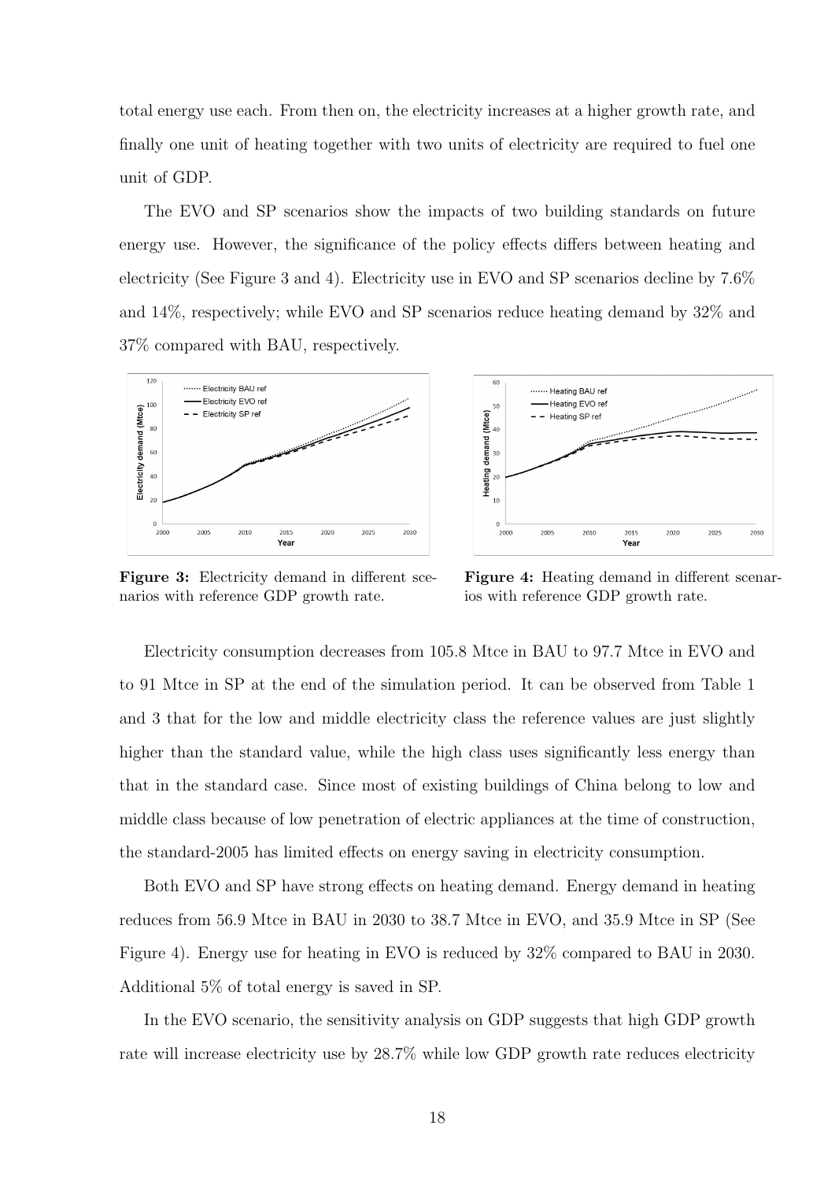total energy use each. From then on, the electricity increases at a higher growth rate, and finally one unit of heating together with two units of electricity are required to fuel one unit of GDP.

The EVO and SP scenarios show the impacts of two building standards on future energy use. However, the significance of the policy effects differs between heating and electricity (See Figure 3 and 4). Electricity use in EVO and SP scenarios decline by 7.6% and 14%, respectively; while EVO and SP scenarios reduce heating demand by 32% and 37% compared with BAU, respectively.

**Figure 3:** Electricity demand in different scenarios with reference GDP growth rate.

**Figure 4:** Heating demand in different scenarios with reference GDP growth rate.

Electricity consumption decreases from 105.8 Mtce in BAU to 97.7 Mtce in EVO and to 91 Mtce in SP at the end of the simulation period. It can be observed from Table 1 and 3 that for the low and middle electricity class the reference values are just slightly higher than the standard value, while the high class uses significantly less energy than that in the standard case. Since most of existing buildings of China belong to low and middle class because of low penetration of electric appliances at the time of construction, the standard-2005 has limited effects on energy saving in electricity consumption.

Both EVO and SP have strong effects on heating demand. Energy demand in heating reduces from 56.9 Mtce in BAU in 2030 to 38.7 Mtce in EVO, and 35.9 Mtce in SP (See Figure 4). Energy use for heating in EVO is reduced by 32% compared to BAU in 2030. Additional 5% of total energy is saved in SP.

In the EVO scenario, the sensitivity analysis on GDP suggests that high GDP growth rate will increase electricity use by 28.7% while low GDP growth rate reduces electricity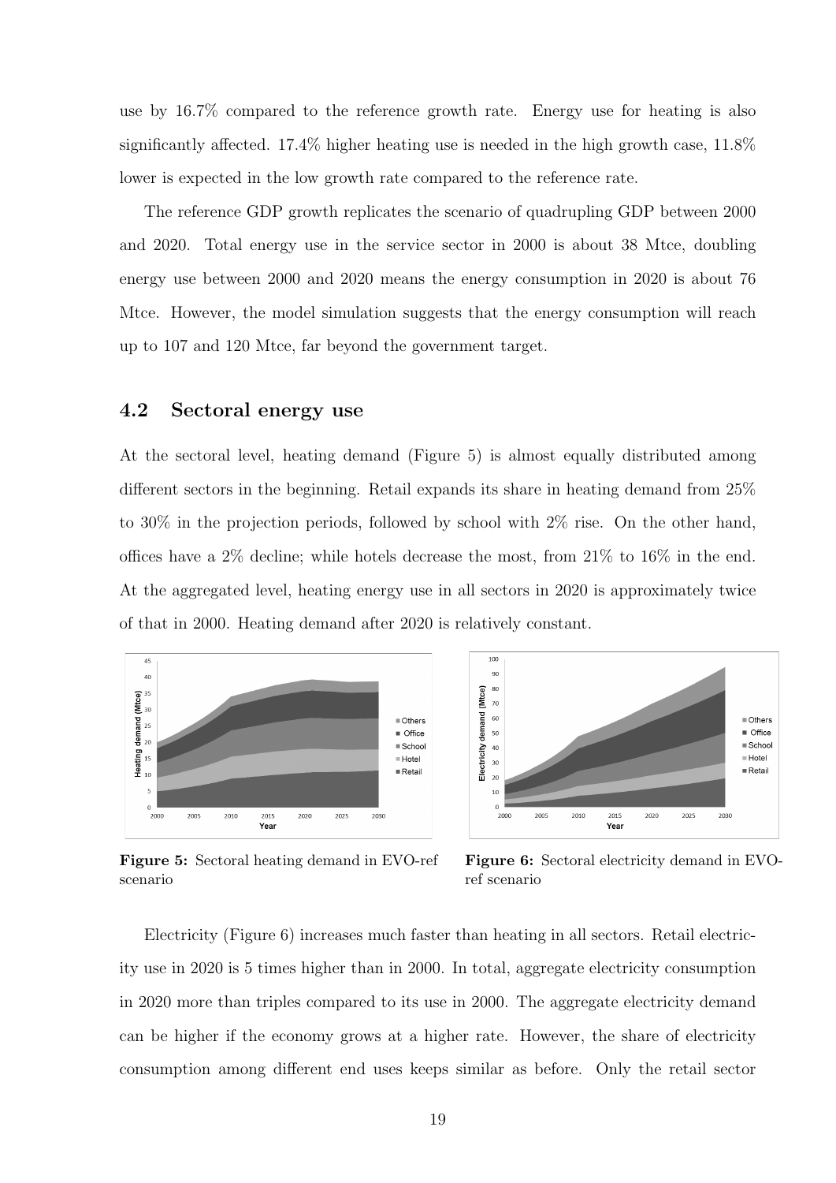use by 16.7% compared to the reference growth rate. Energy use for heating is also significantly affected. 17.4% higher heating use is needed in the high growth case, 11.8% lower is expected in the low growth rate compared to the reference rate.

The reference GDP growth replicates the scenario of quadrupling GDP between 2000 and 2020. Total energy use in the service sector in 2000 is about 38 Mtce, doubling energy use between 2000 and 2020 means the energy consumption in 2020 is about 76 Mtce. However, the model simulation suggests that the energy consumption will reach up to 107 and 120 Mtce, far beyond the government target.

## 4.2 Sectoral energy use

At the sectoral level, heating demand (Figure 5) is almost equally distributed among different sectors in the beginning. Retail expands its share in heating demand from 25% to 30% in the projection periods, followed by school with 2% rise. On the other hand, offices have a 2% decline; while hotels decrease the most, from 21% to 16% in the end. At the aggregated level, heating energy use in all sectors in 2020 is approximately twice of that in 2000. Heating demand after 2020 is relatively constant.

**Figure 5:** Sectoral heating demand in EVO-ref scenario

**Figure 6:** Sectoral electricity demand in EVO-ref scenario

Electricity (Figure 6) increases much faster than heating in all sectors. Retail electricity use in 2020 is 5 times higher than in 2000. In total, aggregate electricity consumption in 2020 more than triples compared to its use in 2000. The aggregate electricity demand can be higher if the economy grows at a higher rate. However, the share of electricity consumption among different end uses keeps similar as before. Only the retail sector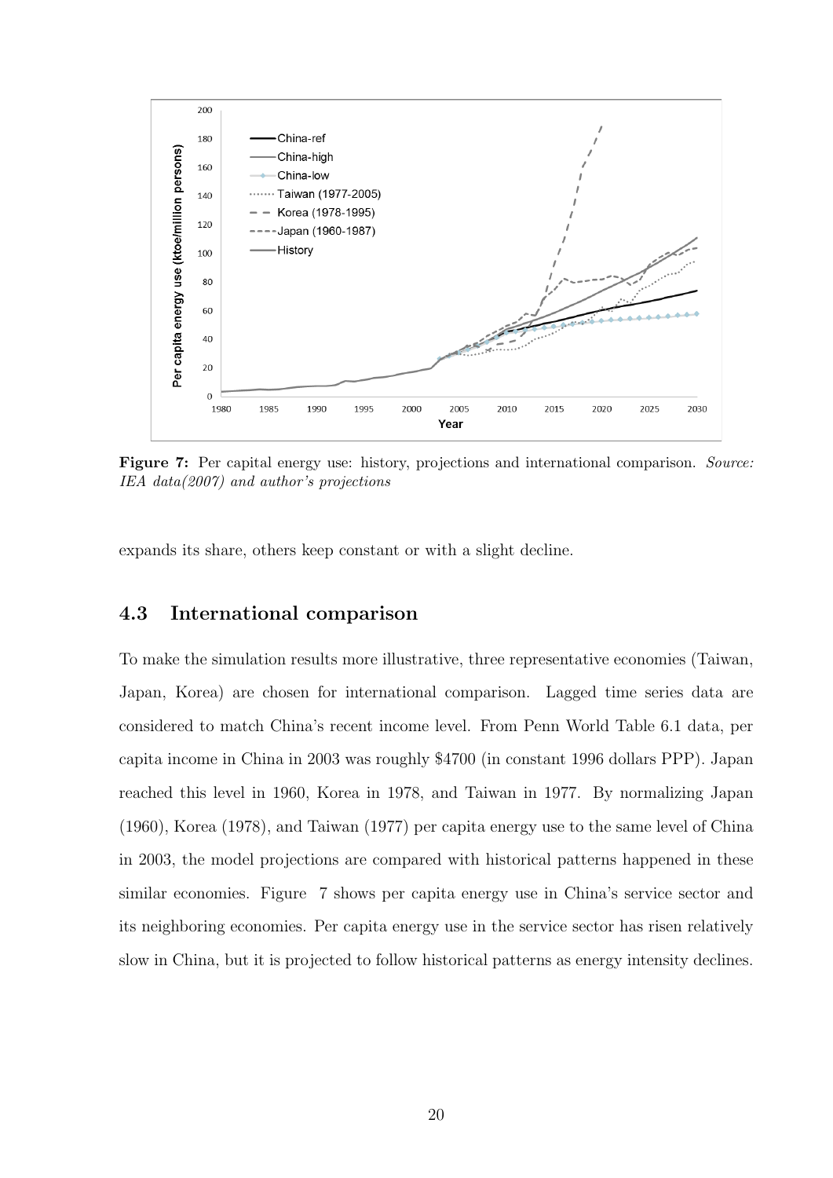**Figure 7:** Per capital energy use: history, projections and international comparison. *Source: IEA data(2007) and author's projections*

expands its share, others keep constant or with a slight decline.

## 4.3 International comparison

To make the simulation results more illustrative, three representative economies (Taiwan, Japan, Korea) are chosen for international comparison. Lagged time series data are considered to match China's recent income level. From Penn World Table 6.1 data, per capita income in China in 2003 was roughly $4700 (in constant 1996 dollars PPP). Japan reached this level in 1960, Korea in 1978, and Taiwan in 1977. By normalizing Japan (1960), Korea (1978), and Taiwan (1977) per capita energy use to the same level of China in 2003, the model projections are compared with historical patterns happened in these similar economies. Figure 7 shows per capita energy use in China's service sector and its neighboring economies. Per capita energy use in the service sector has risen relatively slow in China, but it is projected to follow historical patterns as energy intensity declines.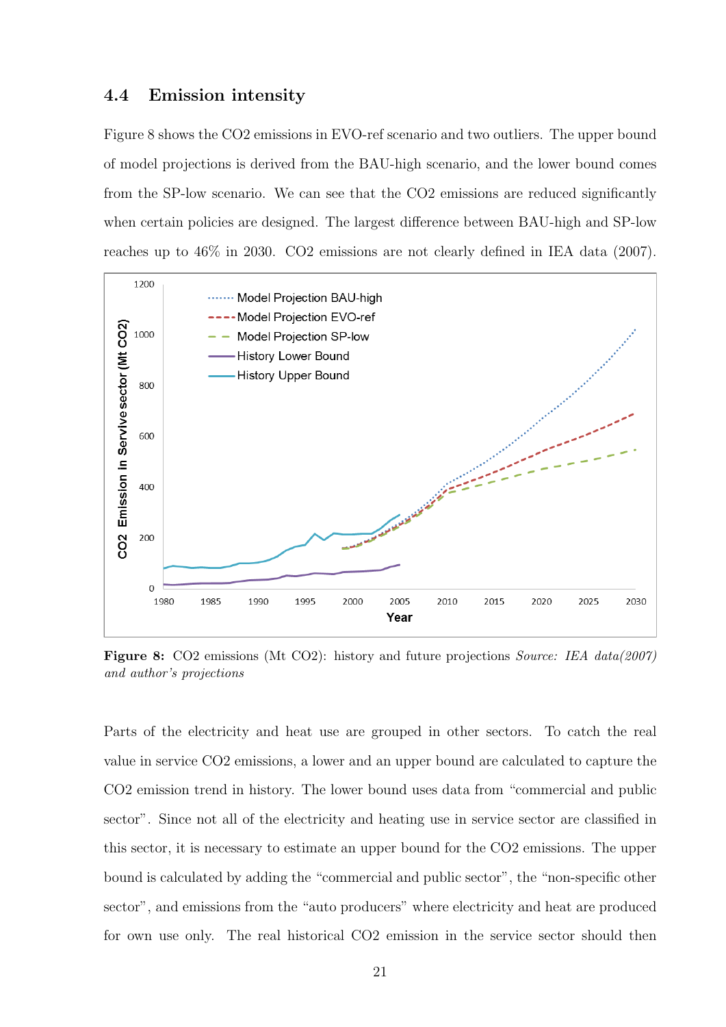### 4.4 Emission intensity

Figure 8 shows the CO2 emissions in EVO-ref scenario and two outliers. The upper bound of model projections is derived from the BAU-high scenario, and the lower bound comes from the SP-low scenario. We can see that the CO2 emissions are reduced significantly when certain policies are designed. The largest difference between BAU-high and SP-low reaches up to 46% in 2030. CO2 emissions are not clearly defined in IEA data (2007).

**Figure 8:** CO2 emissions (Mt CO2): history and future projections *Source: IEA data(2007) and author's projections*

Parts of the electricity and heat use are grouped in other sectors. To catch the real value in service CO2 emissions, a lower and an upper bound are calculated to capture the CO2 emission trend in history. The lower bound uses data from "commercial and public sector". Since not all of the electricity and heating use in service sector are classified in this sector, it is necessary to estimate an upper bound for the CO2 emissions. The upper bound is calculated by adding the "commercial and public sector", the "non-specific other sector", and emissions from the "auto producers" where electricity and heat are produced for own use only. The real historical CO2 emission in the service sector should then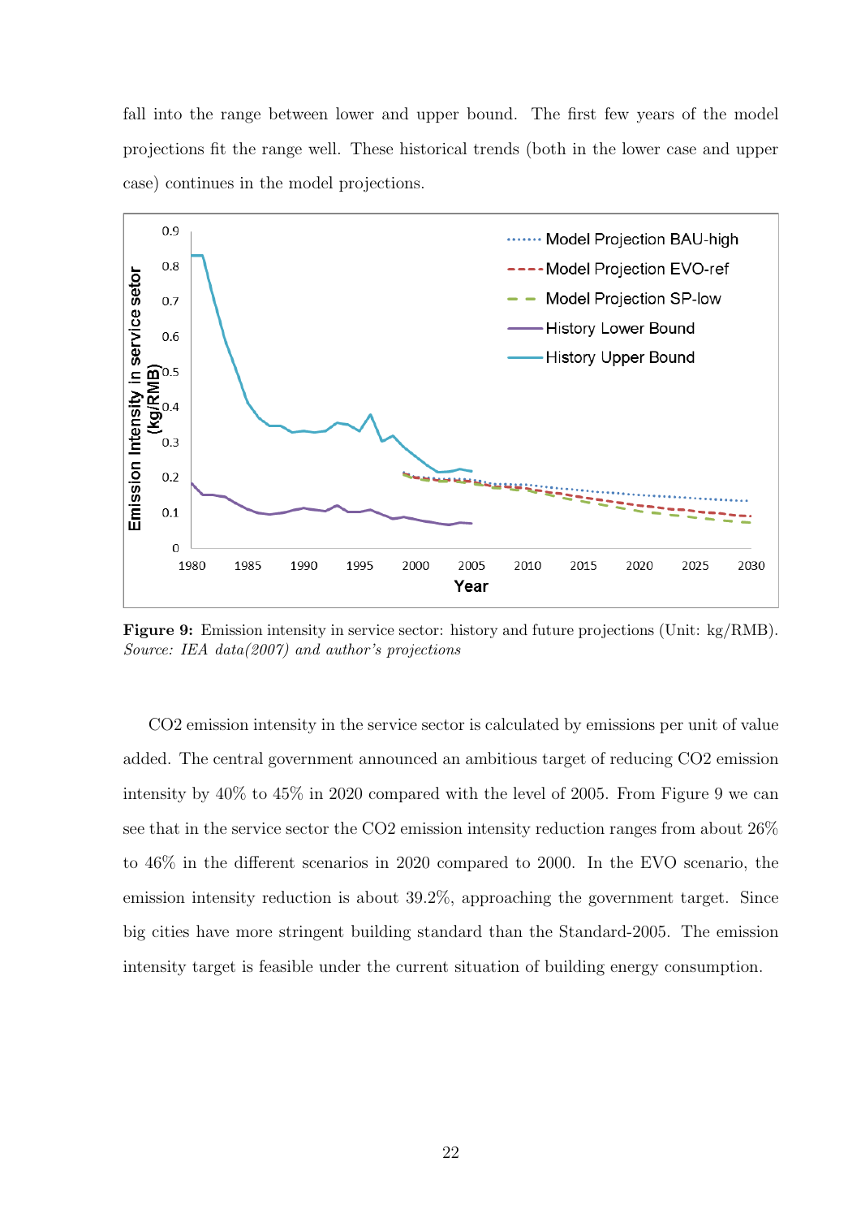fall into the range between lower and upper bound. The first few years of the model projections fit the range well. These historical trends (both in the lower case and upper case) continues in the model projections.

**Figure 9:** Emission intensity in service sector: history and future projections (Unit: kg/RMB). *Source: IEA data(2007) and author's projections*

CO2 emission intensity in the service sector is calculated by emissions per unit of value added. The central government announced an ambitious target of reducing CO2 emission intensity by 40% to 45% in 2020 compared with the level of 2005. From Figure 9 we can see that in the service sector the CO2 emission intensity reduction ranges from about 26% to 46% in the different scenarios in 2020 compared to 2000. In the EVO scenario, the emission intensity reduction is about 39.2%, approaching the government target. Since big cities have more stringent building standard than the Standard-2005. The emission intensity target is feasible under the current situation of building energy consumption.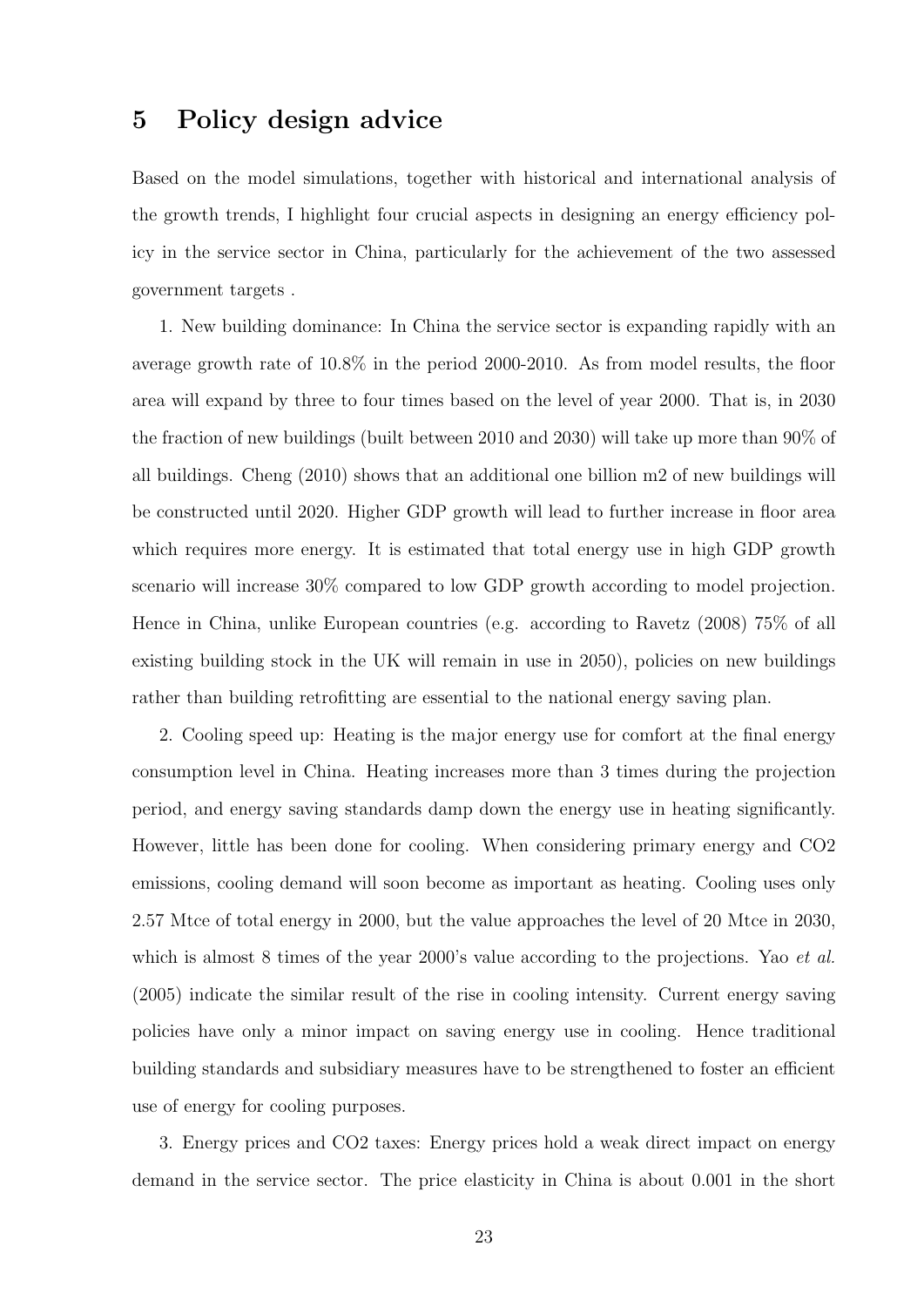## 5 Policy design advice

Based on the model simulations, together with historical and international analysis of the growth trends, I highlight four crucial aspects in designing an energy efficiency policy in the service sector in China, particularly for the achievement of the two assessed government targets .

1. New building dominance: In China the service sector is expanding rapidly with an average growth rate of 10.8% in the period 2000-2010. As from model results, the floor area will expand by three to four times based on the level of year 2000. That is, in 2030 the fraction of new buildings (built between 2010 and 2030) will take up more than 90% of all buildings. Cheng (2010) shows that an additional one billion m2 of new buildings will be constructed until 2020. Higher GDP growth will lead to further increase in floor area which requires more energy. It is estimated that total energy use in high GDP growth scenario will increase 30% compared to low GDP growth according to model projection. Hence in China, unlike European countries (e.g. according to Ravetz (2008) 75% of all existing building stock in the UK will remain in use in 2050), policies on new buildings rather than building retrofitting are essential to the national energy saving plan.

2. Cooling speed up: Heating is the major energy use for comfort at the final energy consumption level in China. Heating increases more than 3 times during the projection period, and energy saving standards damp down the energy use in heating significantly. However, little has been done for cooling. When considering primary energy and $CO_2$ emissions, cooling demand will soon become as important as heating. Cooling uses only 2.57 Mtce of total energy in 2000, but the value approaches the level of 20 Mtce in 2030, which is almost 8 times of the year 2000's value according to the projections. Yao *et al.* (2005) indicate the similar result of the rise in cooling intensity. Current energy saving policies have only a minor impact on saving energy use in cooling. Hence traditional building standards and subsidiary measures have to be strengthened to foster an efficient use of energy for cooling purposes.

3. Energy prices and $CO_2$ taxes: Energy prices hold a weak direct impact on energy demand in the service sector. The price elasticity in China is about 0.001 in the short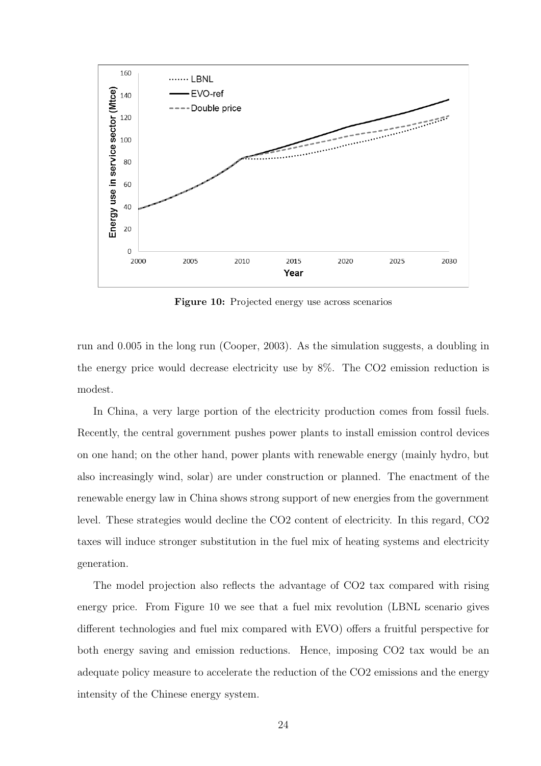**Figure 10:** Projected energy use across scenarios

run and 0.005 in the long run (Cooper, 2003). As the simulation suggests, a doubling in the energy price would decrease electricity use by 8%. The $CO_2$ emission reduction is modest.

In China, a very large portion of the electricity production comes from fossil fuels. Recently, the central government pushes power plants to install emission control devices on one hand; on the other hand, power plants with renewable energy (mainly hydro, but also increasingly wind, solar) are under construction or planned. The enactment of the renewable energy law in China shows strong support of new energies from the government level. These strategies would decline the $CO_2$ content of electricity. In this regard, $CO_2$ taxes will induce stronger substitution in the fuel mix of heating systems and electricity generation.

The model projection also reflects the advantage of $CO_2$ tax compared with rising energy price. From Figure 10 we see that a fuel mix revolution (LBNL scenario gives different technologies and fuel mix compared with EVO) offers a fruitful perspective for both energy saving and emission reductions. Hence, imposing $CO_2$ tax would be an adequate policy measure to accelerate the reduction of the $CO_2$ emissions and the energy intensity of the Chinese energy system.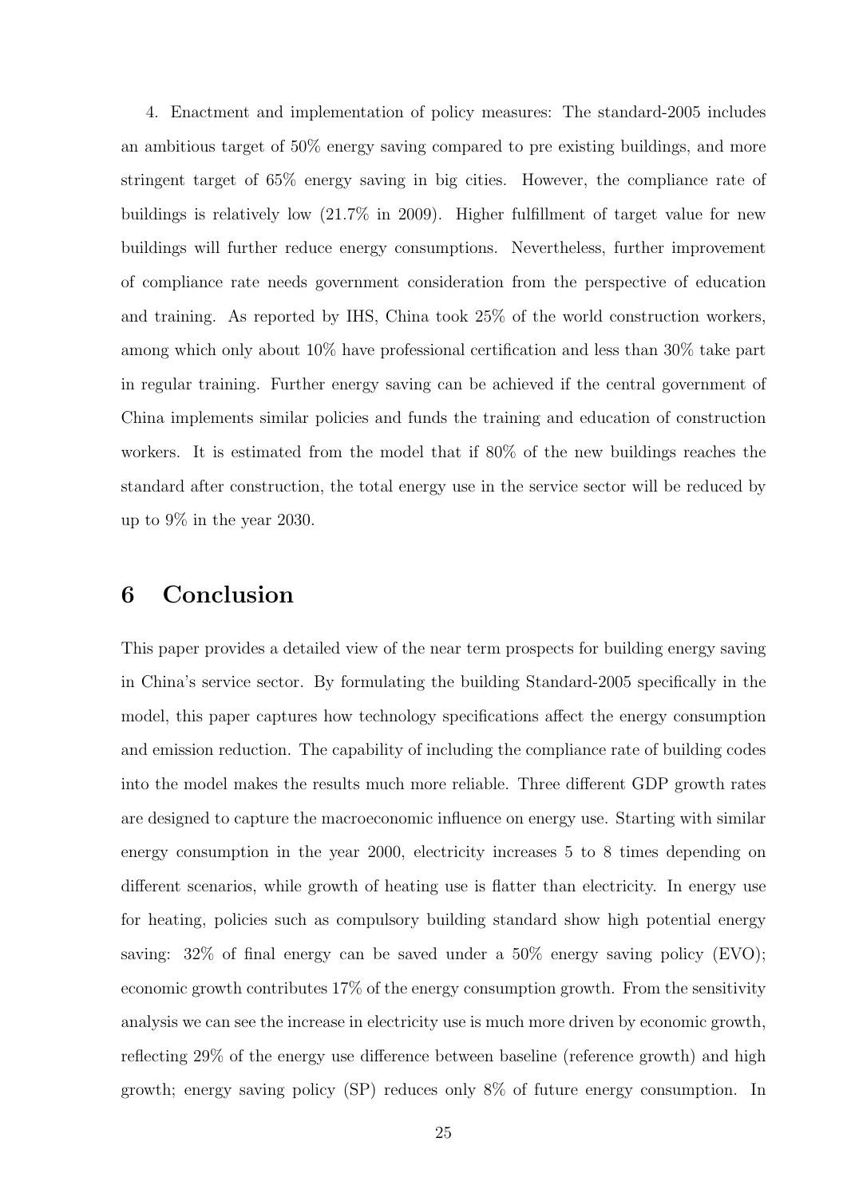4. Enactment and implementation of policy measures: The standard-2005 includes an ambitious target of 50% energy saving compared to pre existing buildings, and more stringent target of 65% energy saving in big cities. However, the compliance rate of buildings is relatively low (21.7% in 2009). Higher fulfillment of target value for new buildings will further reduce energy consumptions. Nevertheless, further improvement of compliance rate needs government consideration from the perspective of education and training. As reported by IHS, China took 25% of the world construction workers, among which only about 10% have professional certification and less than 30% take part in regular training. Further energy saving can be achieved if the central government of China implements similar policies and funds the training and education of construction workers. It is estimated from the model that if 80% of the new buildings reaches the standard after construction, the total energy use in the service sector will be reduced by up to 9% in the year 2030.

# 6 Conclusion

This paper provides a detailed view of the near term prospects for building energy saving in China's service sector. By formulating the building Standard-2005 specifically in the model, this paper captures how technology specifications affect the energy consumption and emission reduction. The capability of including the compliance rate of building codes into the model makes the results much more reliable. Three different GDP growth rates are designed to capture the macroeconomic influence on energy use. Starting with similar energy consumption in the year 2000, electricity increases 5 to 8 times depending on different scenarios, while growth of heating use is flatter than electricity. In energy use for heating, policies such as compulsory building standard show high potential energy saving: 32% of final energy can be saved under a 50% energy saving policy (EVO); economic growth contributes 17% of the energy consumption growth. From the sensitivity analysis we can see the increase in electricity use is much more driven by economic growth, reflecting 29% of the energy use difference between baseline (reference growth) and high growth; energy saving policy (SP) reduces only 8% of future energy consumption. In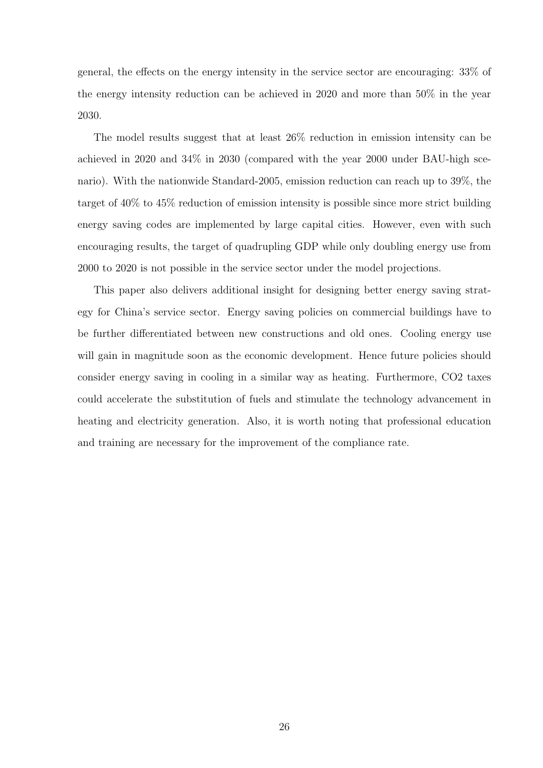general, the effects on the energy intensity in the service sector are encouraging: 33% of the energy intensity reduction can be achieved in 2020 and more than 50% in the year 2030.

The model results suggest that at least 26% reduction in emission intensity can be achieved in 2020 and 34% in 2030 (compared with the year 2000 under BAU-high scenario). With the nationwide Standard-2005, emission reduction can reach up to 39%, the target of 40% to 45% reduction of emission intensity is possible since more strict building energy saving codes are implemented by large capital cities. However, even with such encouraging results, the target of quadrupling GDP while only doubling energy use from 2000 to 2020 is not possible in the service sector under the model projections.

This paper also delivers additional insight for designing better energy saving strategy for China's service sector. Energy saving policies on commercial buildings have to be further differentiated between new constructions and old ones. Cooling energy use will gain in magnitude soon as the economic development. Hence future policies should consider energy saving in cooling in a similar way as heating. Furthermore, $CO_2$ taxes could accelerate the substitution of fuels and stimulate the technology advancement in heating and electricity generation. Also, it is worth noting that professional education and training are necessary for the improvement of the compliance rate.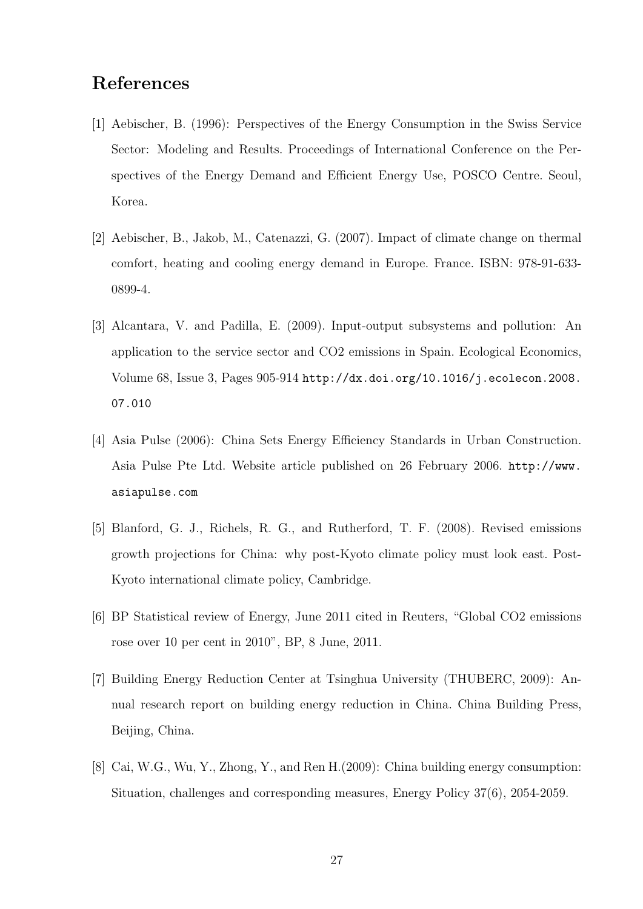## References

[1] Aebischer, B. (1996): Perspectives of the Energy Consumption in the Swiss Service Sector: Modeling and Results. Proceedings of International Conference on the Perspectives of the Energy Demand and Efficient Energy Use, POSCO Centre. Seoul, Korea.

[2] Aebischer, B., Jakob, M., Catenazzi, G. (2007). Impact of climate change on thermal comfort, heating and cooling energy demand in Europe. France. ISBN: 978-91-633-0899-4.

[3] Alcantara, V. and Padilla, E. (2009). Input-output subsystems and pollution: An application to the service sector and CO2 emissions in Spain. Ecological Economics, Volume 68, Issue 3, Pages 905-914 http://dx.doi.org/10.1016/j.ecolecon.2008.07.010

[4] Asia Pulse (2006): China Sets Energy Efficiency Standards in Urban Construction. Asia Pulse Pte Ltd. Website article published on 26 February 2006. http://www.asiapulse.com

[5] Blanford, G. J., Richels, R. G., and Rutherford, T. F. (2008). Revised emissions growth projections for China: why post-Kyoto climate policy must look east. Post-Kyoto international climate policy, Cambridge.

[6] BP Statistical review of Energy, June 2011 cited in Reuters, "Global CO2 emissions rose over 10 per cent in 2010", BP, 8 June, 2011.

[7] Building Energy Reduction Center at Tsinghua University (THUBERC, 2009): Annual research report on building energy reduction in China. China Building Press, Beijing, China.

[8] Cai, W.G., Wu, Y., Zhong, Y., and Ren H.(2009): China building energy consumption: Situation, challenges and corresponding measures, Energy Policy 37(6), 2054-2059.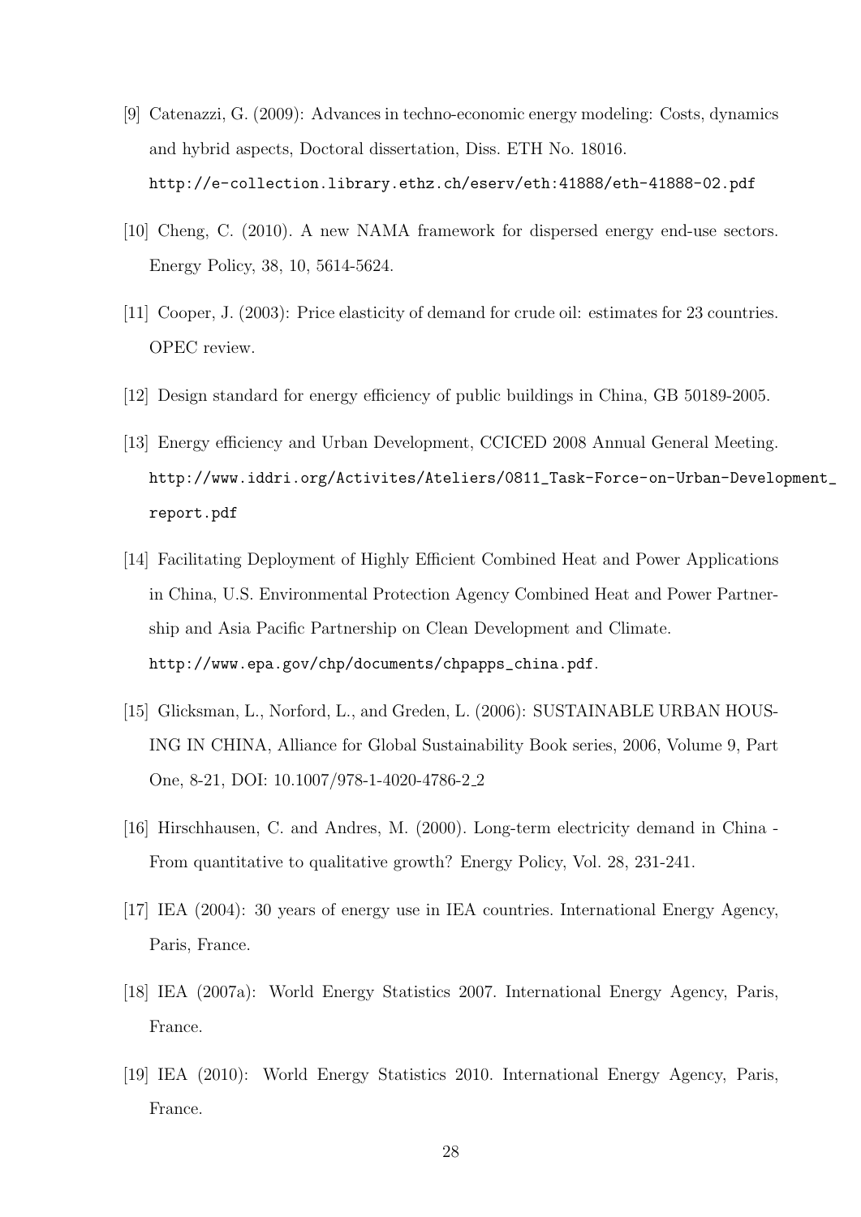[9] Catenazzi, G. (2009): Advances in techno-economic energy modeling: Costs, dynamics and hybrid aspects, Doctoral dissertation, Diss. ETH No. 18016. http://e-collection.library.ethz.ch/eserv/eth:41888/eth-41888-02.pdf

[10] Cheng, C. (2010). A new NAMA framework for dispersed energy end-use sectors. Energy Policy, 38, 10, 5614-5624.

[11] Cooper, J. (2003): Price elasticity of demand for crude oil: estimates for 23 countries. OPEC review.

[12] Design standard for energy efficiency of public buildings in China, GB 50189-2005.

[13] Energy efficiency and Urban Development, CCICED 2008 Annual General Meeting. http://www.iddri.org/Activites/Ateliers/0811_Task-Force-on-Urban-Development_report.pdf

[14] Facilitating Deployment of Highly Efficient Combined Heat and Power Applications in China, U.S. Environmental Protection Agency Combined Heat and Power Partnership and Asia Pacific Partnership on Clean Development and Climate. http://www.epa.gov/chp/documents/chpapps_china.pdf.

[15] Glicksman, L., Norford, L., and Greden, L. (2006): SUSTAINABLE URBAN HOUSING IN CHINA, Alliance for Global Sustainability Book series, 2006, Volume 9, Part One, 8-21, DOI: 10.1007/978-1-4020-4786-2_2

[16] Hirschhausen, C. and Andres, M. (2000). Long-term electricity demand in China - From quantitative to qualitative growth? Energy Policy, Vol. 28, 231-241.

[17] IEA (2004): 30 years of energy use in IEA countries. International Energy Agency, Paris, France.

[18] IEA (2007a): World Energy Statistics 2007. International Energy Agency, Paris, France.

[19] IEA (2010): World Energy Statistics 2010. International Energy Agency, Paris, France.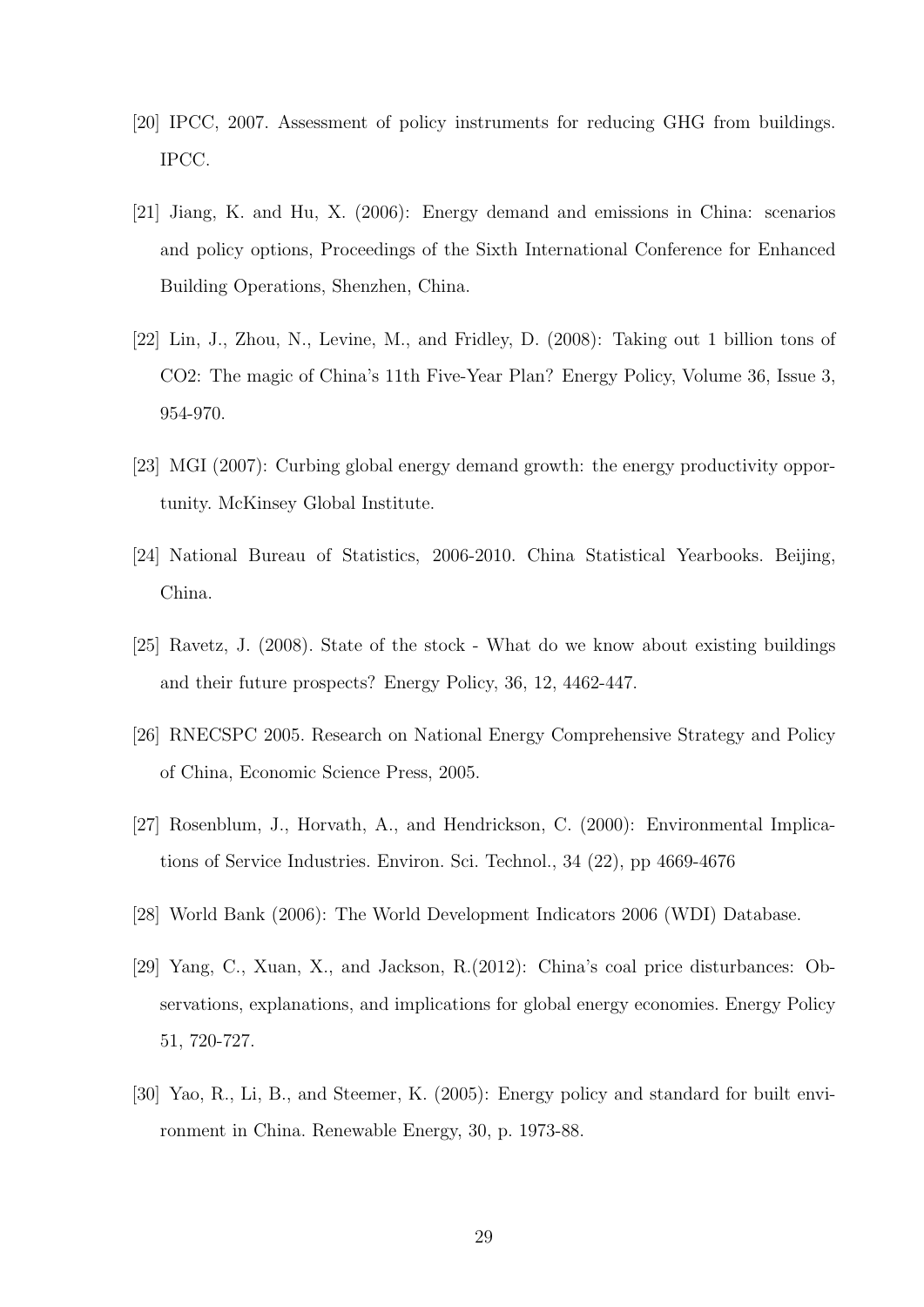[20] IPCC, 2007. Assessment of policy instruments for reducing GHG from buildings. IPCC.

[21] Jiang, K. and Hu, X. (2006): Energy demand and emissions in China: scenarios and policy options, Proceedings of the Sixth International Conference for Enhanced Building Operations, Shenzhen, China.

[22] Lin, J., Zhou, N., Levine, M., and Fridley, D. (2008): Taking out 1 billion tons of CO2: The magic of China's 11th Five-Year Plan? Energy Policy, Volume 36, Issue 3, 954-970.

[23] MGI (2007): Curbing global energy demand growth: the energy productivity opportunity. McKinsey Global Institute.

[24] National Bureau of Statistics, 2006-2010. China Statistical Yearbooks. Beijing, China.

[25] Ravetz, J. (2008). State of the stock - What do we know about existing buildings and their future prospects? Energy Policy, 36, 12, 4462-447.

[26] RNECSPC 2005. Research on National Energy Comprehensive Strategy and Policy of China, Economic Science Press, 2005.

[27] Rosenblum, J., Horvath, A., and Hendrickson, C. (2000): Environmental Implications of Service Industries. Environ. Sci. Technol., 34 (22), pp 4669-4676

[28] World Bank (2006): The World Development Indicators 2006 (WDI) Database.

[29] Yang, C., Xuan, X., and Jackson, R.(2012): China's coal price disturbances: Observations, explanations, and implications for global energy economies. Energy Policy 51, 720-727.

[30] Yao, R., Li, B., and Steemer, K. (2005): Energy policy and standard for built environment in China. Renewable Energy, 30, p. 1973-88.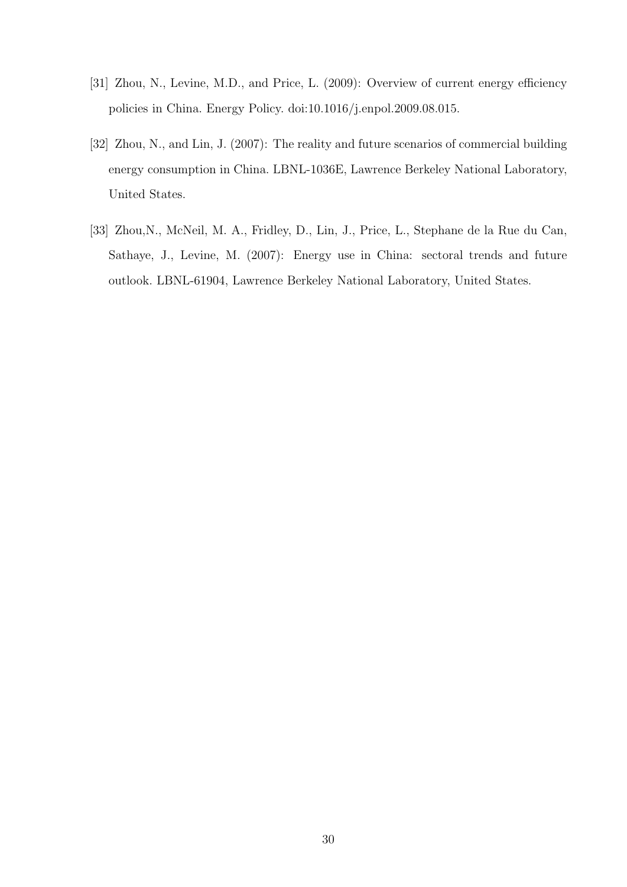[31] Zhou, N., Levine, M.D., and Price, L. (2009): Overview of current energy efficiency policies in China. Energy Policy. doi:10.1016/j.enpol.2009.08.015.

[32] Zhou, N., and Lin, J. (2007): The reality and future scenarios of commercial building energy consumption in China. LBNL-1036E, Lawrence Berkeley National Laboratory, United States.

[33] Zhou,N., McNeil, M. A., Fridley, D., Lin, J., Price, L., Stephane de la Rue du Can, Sathaye, J., Levine, M. (2007): Energy use in China: sectoral trends and future outlook. LBNL-61904, Lawrence Berkeley National Laboratory, United States.